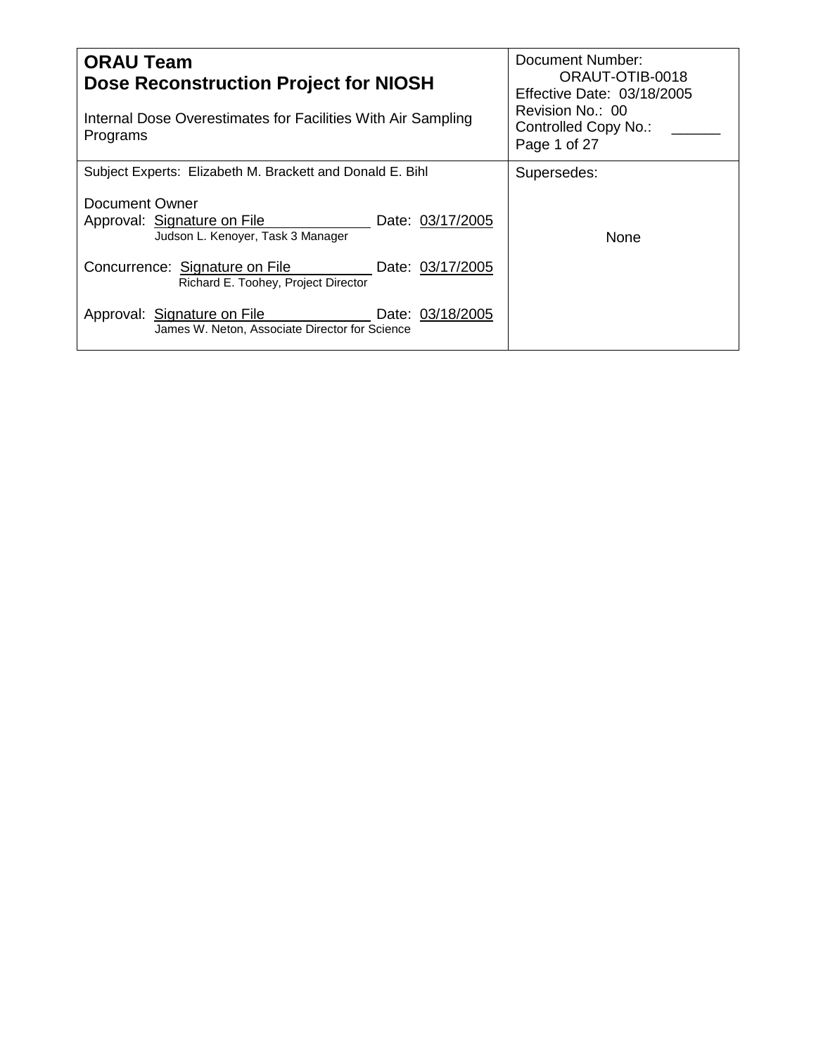| **ORAU Team**<br>**Dose Reconstruction Project for NIOSH**<br><br>Internal Dose Overestimates for Facilities With Air Sampling Programs | Document Number: ORAUT-OTIB-0018<br>Effective Date: 03/18/2005<br>Revision No.: 00<br>Controlled Copy No.: ______<br>Page 1 of 27 |
|---|---|
| Subject Experts: Elizabeth M. Brackett and Donald E. Bihl<br><br>Document Owner<br>Approval: Signature on File Date: 03/17/2005<br>Judson L. Kenoyer, Task 3 Manager<br><br>Concurrence: Signature on File Date: 03/17/2005<br>Richard E. Toohey, Project Director<br><br>Approval: Signature on File Date: 03/18/2005<br>James W. Neton, Associate Director for Science | Supersedes:<br><br>None |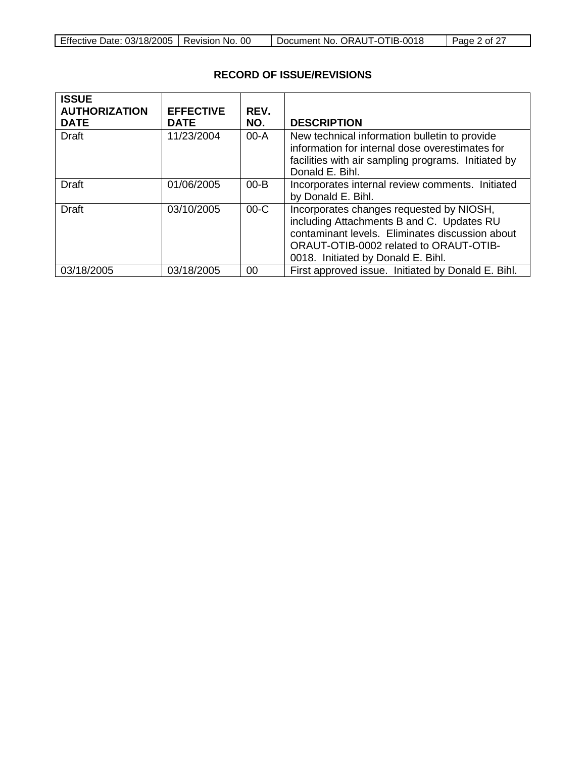**RECORD OF ISSUE/REVISIONS**

| ISSUE AUTHORIZATION DATE | EFFECTIVE DATE | REV. NO. | DESCRIPTION |
|---|---|---|---|
| Draft | 11/23/2004 | 00-A | New technical information bulletin to provide information for internal dose overestimates for facilities with air sampling programs. Initiated by Donald E. Bihl. |
| Draft | 01/06/2005 | 00-B | Incorporates internal review comments. Initiated by Donald E. Bihl. |
| Draft | 03/10/2005 | 00-C | Incorporates changes requested by NIOSH, including Attachments B and C. Updates RU contaminant levels. Eliminates discussion about ORAUT-OTIB-0002 related to ORAUT-OTIB-0018. Initiated by Donald E. Bihl. |
| 03/18/2005 | 03/18/2005 | 00 | First approved issue. Initiated by Donald E. Bihl. |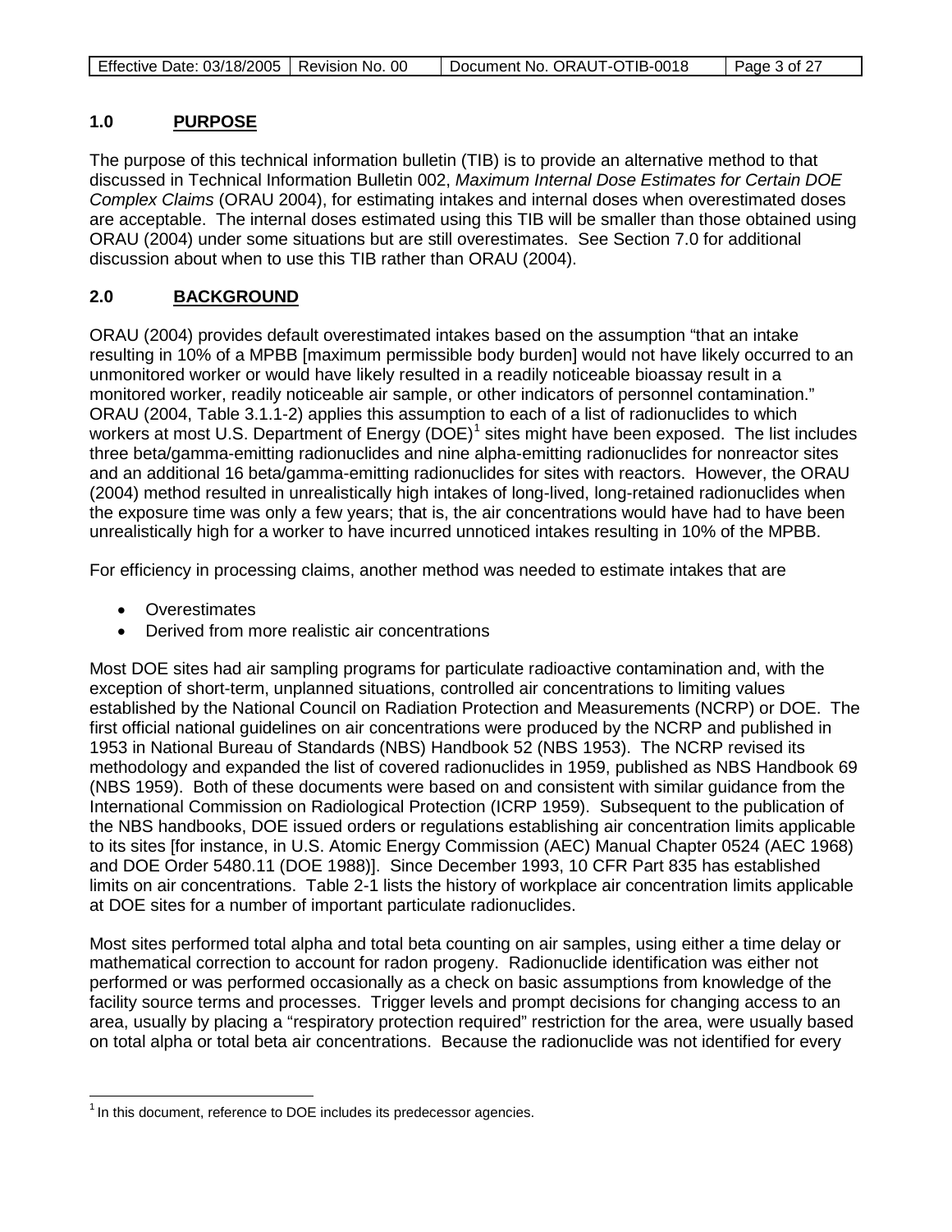## 1.0 PURPOSE

The purpose of this technical information bulletin (TIB) is to provide an alternative method to that discussed in Technical Information Bulletin 002, *Maximum Internal Dose Estimates for Certain DOE Complex Claims* (ORAU 2004), for estimating intakes and internal doses when overestimated doses are acceptable. The internal doses estimated using this TIB will be smaller than those obtained using ORAU (2004) under some situations but are still overestimates. See Section 7.0 for additional discussion about when to use this TIB rather than ORAU (2004).

## 2.0 BACKGROUND

ORAU (2004) provides default overestimated intakes based on the assumption "that an intake resulting in 10% of a MPBB [maximum permissible body burden] would not have likely occurred to an unmonitored worker or would have likely resulted in a readily noticeable bioassay result in a monitored worker, readily noticeable air sample, or other indicators of personnel contamination." ORAU (2004, Table 3.1.1-2) applies this assumption to each of a list of radionuclides to which workers at most U.S. Department of Energy (DOE)[1] sites might have been exposed. The list includes three beta/gamma-emitting radionuclides and nine alpha-emitting radionuclides for nonreactor sites and an additional 16 beta/gamma-emitting radionuclides for sites with reactors. However, the ORAU (2004) method resulted in unrealistically high intakes of long-lived, long-retained radionuclides when the exposure time was only a few years; that is, the air concentrations would have had to have been unrealistically high for a worker to have incurred unnoticed intakes resulting in 10% of the MPBB.

For efficiency in processing claims, another method was needed to estimate intakes that are

- Overestimates
- Derived from more realistic air concentrations

Most DOE sites had air sampling programs for particulate radioactive contamination and, with the exception of short-term, unplanned situations, controlled air concentrations to limiting values established by the National Council on Radiation Protection and Measurements (NCRP) or DOE. The first official national guidelines on air concentrations were produced by the NCRP and published in 1953 in National Bureau of Standards (NBS) Handbook 52 (NBS 1953). The NCRP revised its methodology and expanded the list of covered radionuclides in 1959, published as NBS Handbook 69 (NBS 1959). Both of these documents were based on and consistent with similar guidance from the International Commission on Radiological Protection (ICRP 1959). Subsequent to the publication of the NBS handbooks, DOE issued orders or regulations establishing air concentration limits applicable to its sites [for instance, in U.S. Atomic Energy Commission (AEC) Manual Chapter 0524 (AEC 1968) and DOE Order 5480.11 (DOE 1988)]. Since December 1993, 10 CFR Part 835 has established limits on air concentrations. Table 2-1 lists the history of workplace air concentration limits applicable at DOE sites for a number of important particulate radionuclides.

Most sites performed total alpha and total beta counting on air samples, using either a time delay or mathematical correction to account for radon progeny. Radionuclide identification was either not performed or was performed occasionally as a check on basic assumptions from knowledge of the facility source terms and processes. Trigger levels and prompt decisions for changing access to an area, usually by placing a "respiratory protection required" restriction for the area, were usually based on total alpha or total beta air concentrations. Because the radionuclide was not identified for every

[1] In this document, reference to DOE includes its predecessor agencies.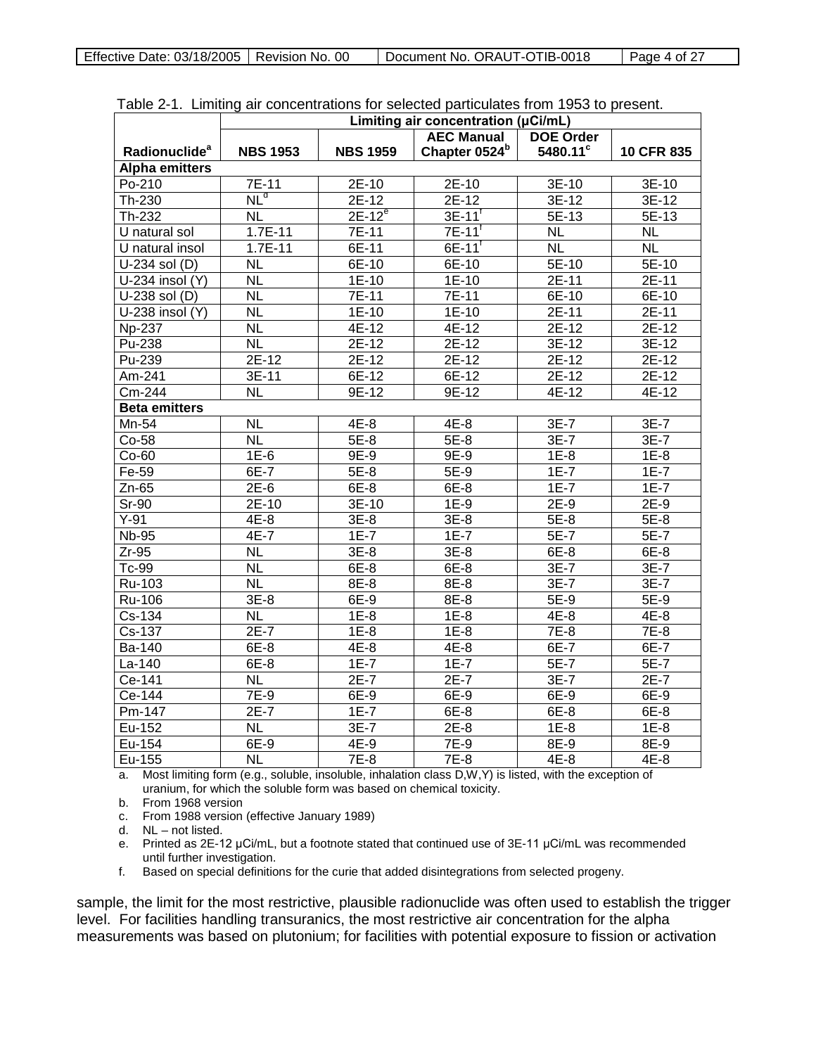Table 2-1. Limiting air concentrations for selected particulates from 1953 to present.

| Radionuclide[a] | Limiting air concentration (µCi/mL) | | | | |
|---|---|---|---|---|---|
| | NBS 1953 | NBS 1959 | AEC Manual Chapter 0524[b] | DOE Order 5480.11[c] | 10 CFR 835 |
| **Alpha emitters** | | | | | |
| Po-210 | 7E-11 | 2E-10 | 2E-10 | 3E-10 | 3E-10 |
| Th-230 | NL[d] | 2E-12 | 2E-12 | 3E-12 | 3E-12 |
| Th-232 | NL | 2E-12[e] | 3E-11[f] | 5E-13 | 5E-13 |
| U natural sol | 1.7E-11 | 7E-11 | 7E-11[f] | NL | NL |
| U natural insol | 1.7E-11 | 6E-11 | 6E-11[f] | NL | NL |
| U-234 sol (D) | NL | 6E-10 | 6E-10 | 5E-10 | 5E-10 |
| U-234 insol (Y) | NL | 1E-10 | 1E-10 | 2E-11 | 2E-11 |
| U-238 sol (D) | NL | 7E-11 | 7E-11 | 6E-10 | 6E-10 |
| U-238 insol (Y) | NL | 1E-10 | 1E-10 | 2E-11 | 2E-11 |
| Np-237 | NL | 4E-12 | 4E-12 | 2E-12 | 2E-12 |
| Pu-238 | NL | 2E-12 | 2E-12 | 3E-12 | 3E-12 |
| Pu-239 | 2E-12 | 2E-12 | 2E-12 | 2E-12 | 2E-12 |
| Am-241 | 3E-11 | 6E-12 | 6E-12 | 2E-12 | 2E-12 |
| Cm-244 | NL | 9E-12 | 9E-12 | 4E-12 | 4E-12 |
| **Beta emitters** | | | | | |
| Mn-54 | NL | 4E-8 | 4E-8 | 3E-7 | 3E-7 |
| Co-58 | NL | 5E-8 | 5E-8 | 3E-7 | 3E-7 |
| Co-60 | 1E-6 | 9E-9 | 9E-9 | 1E-8 | 1E-8 |
| Fe-59 | 6E-7 | 5E-8 | 5E-9 | 1E-7 | 1E-7 |
| Zn-65 | 2E-6 | 6E-8 | 6E-8 | 1E-7 | 1E-7 |
| Sr-90 | 2E-10 | 3E-10 | 1E-9 | 2E-9 | 2E-9 |
| Y-91 | 4E-8 | 3E-8 | 3E-8 | 5E-8 | 5E-8 |
| Nb-95 | 4E-7 | 1E-7 | 1E-7 | 5E-7 | 5E-7 |
| Zr-95 | NL | 3E-8 | 3E-8 | 6E-8 | 6E-8 |
| Tc-99 | NL | 6E-8 | 6E-8 | 3E-7 | 3E-7 |
| Ru-103 | NL | 8E-8 | 8E-8 | 3E-7 | 3E-7 |
| Ru-106 | 3E-8 | 6E-9 | 8E-8 | 5E-9 | 5E-9 |
| Cs-134 | NL | 1E-8 | 1E-8 | 4E-8 | 4E-8 |
| Cs-137 | 2E-7 | 1E-8 | 1E-8 | 7E-8 | 7E-8 |
| Ba-140 | 6E-8 | 4E-8 | 4E-8 | 6E-7 | 6E-7 |
| La-140 | 6E-8 | 1E-7 | 1E-7 | 5E-7 | 5E-7 |
| Ce-141 | NL | 2E-7 | 2E-7 | 3E-7 | 2E-7 |
| Ce-144 | 7E-9 | 6E-9 | 6E-9 | 6E-9 | 6E-9 |
| Pm-147 | 2E-7 | 1E-7 | 6E-8 | 6E-8 | 6E-8 |
| Eu-152 | NL | 3E-7 | 2E-8 | 1E-8 | 1E-8 |
| Eu-154 | 6E-9 | 4E-9 | 7E-9 | 8E-9 | 8E-9 |
| Eu-155 | NL | 7E-8 | 7E-8 | 4E-8 | 4E-8 |

a. Most limiting form (e.g., soluble, insoluble, inhalation class D,W,Y) is listed, with the exception of uranium, for which the soluble form was based on chemical toxicity.

b. From 1968 version

c. From 1988 version (effective January 1989)

d. NL – not listed.

e. Printed as 2E-12 µCi/mL, but a footnote stated that continued use of 3E-11 µCi/mL was recommended until further investigation.

f. Based on special definitions for the curie that added disintegrations from selected progeny.

sample, the limit for the most restrictive, plausible radionuclide was often used to establish the trigger level. For facilities handling transuranics, the most restrictive air concentration for the alpha measurements was based on plutonium; for facilities with potential exposure to fission or activation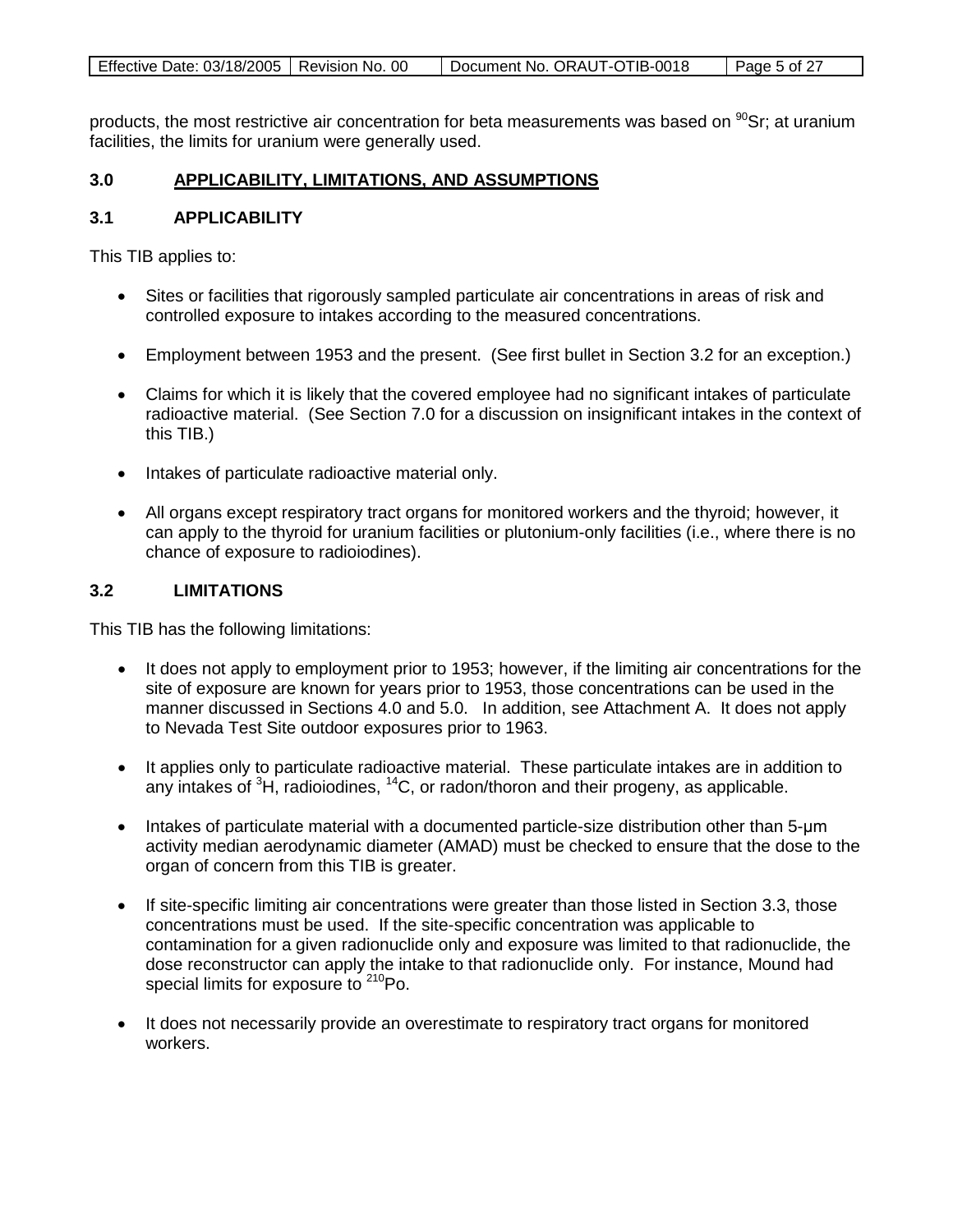products, the most restrictive air concentration for beta measurements was based on $^{90}$Sr; at uranium facilities, the limits for uranium were generally used.

## 3.0 APPLICABILITY, LIMITATIONS, AND ASSUMPTIONS

### 3.1 APPLICABILITY

This TIB applies to:

- Sites or facilities that rigorously sampled particulate air concentrations in areas of risk and controlled exposure to intakes according to the measured concentrations.
- Employment between 1953 and the present. (See first bullet in Section 3.2 for an exception.)
- Claims for which it is likely that the covered employee had no significant intakes of particulate radioactive material. (See Section 7.0 for a discussion on insignificant intakes in the context of this TIB.)
- Intakes of particulate radioactive material only.
- All organs except respiratory tract organs for monitored workers and the thyroid; however, it can apply to the thyroid for uranium facilities or plutonium-only facilities (i.e., where there is no chance of exposure to radioiodines).

### 3.2 LIMITATIONS

This TIB has the following limitations:

- It does not apply to employment prior to 1953; however, if the limiting air concentrations for the site of exposure are known for years prior to 1953, those concentrations can be used in the manner discussed in Sections 4.0 and 5.0. In addition, see Attachment A. It does not apply to Nevada Test Site outdoor exposures prior to 1963.
- It applies only to particulate radioactive material. These particulate intakes are in addition to any intakes of $^{3}$H, radioiodines, $^{14}$C, or radon/thoron and their progeny, as applicable.
- Intakes of particulate material with a documented particle-size distribution other than 5-μm activity median aerodynamic diameter (AMAD) must be checked to ensure that the dose to the organ of concern from this TIB is greater.
- If site-specific limiting air concentrations were greater than those listed in Section 3.3, those concentrations must be used. If the site-specific concentration was applicable to contamination for a given radionuclide only and exposure was limited to that radionuclide, the dose reconstructor can apply the intake to that radionuclide only. For instance, Mound had special limits for exposure to $^{210}$Po.
- It does not necessarily provide an overestimate to respiratory tract organs for monitored workers.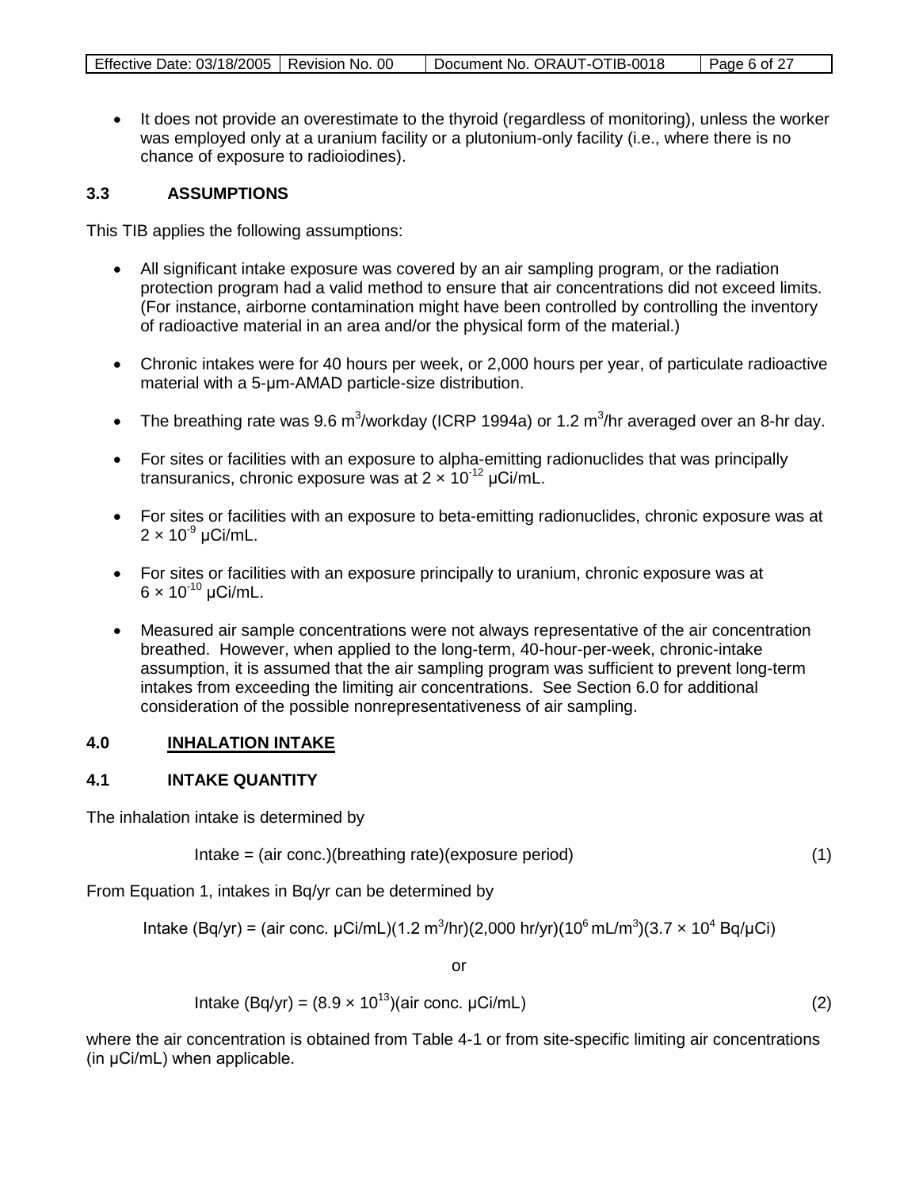- It does not provide an overestimate to the thyroid (regardless of monitoring), unless the worker was employed only at a uranium facility or a plutonium-only facility (i.e., where there is no chance of exposure to radioiodines).

### 3.3 ASSUMPTIONS

This TIB applies the following assumptions:

- All significant intake exposure was covered by an air sampling program, or the radiation protection program had a valid method to ensure that air concentrations did not exceed limits. (For instance, airborne contamination might have been controlled by controlling the inventory of radioactive material in an area and/or the physical form of the material.)
- Chronic intakes were for 40 hours per week, or 2,000 hours per year, of particulate radioactive material with a 5-µm-AMAD particle-size distribution.
- The breathing rate was 9.6 $m^3$/workday (ICRP 1994a) or 1.2 $m^3$/hr averaged over an 8-hr day.
- For sites or facilities with an exposure to alpha-emitting radionuclides that was principally transuranics, chronic exposure was at $2 \times 10^{-12}$ µCi/mL.
- For sites or facilities with an exposure to beta-emitting radionuclides, chronic exposure was at $2 \times 10^{-9}$ µCi/mL.
- For sites or facilities with an exposure principally to uranium, chronic exposure was at $6 \times 10^{-10}$ µCi/mL.
- Measured air sample concentrations were not always representative of the air concentration breathed. However, when applied to the long-term, 40-hour-per-week, chronic-intake assumption, it is assumed that the air sampling program was sufficient to prevent long-term intakes from exceeding the limiting air concentrations. See Section 6.0 for additional consideration of the possible nonrepresentativeness of air sampling.

## 4.0 INHALATION INTAKE

### 4.1 INTAKE QUANTITY

The inhalation intake is determined by

$$\text{Intake} = (\text{air conc.})(\text{breathing rate})(\text{exposure period}) \tag{1}$$

From Equation 1, intakes in Bq/yr can be determined by

$$\text{Intake (Bq/yr)} = (\text{air conc. µCi/mL})(1.2\ \text{m}^3/\text{hr})(2{,}000\ \text{hr/yr})(10^6\ \text{mL/m}^3)(3.7 \times 10^4\ \text{Bq/µCi})$$

or

$$\text{Intake (Bq/yr)} = (8.9 \times 10^{13})(\text{air conc. µCi/mL}) \tag{2}$$

where the air concentration is obtained from Table 4-1 or from site-specific limiting air concentrations (in µCi/mL) when applicable.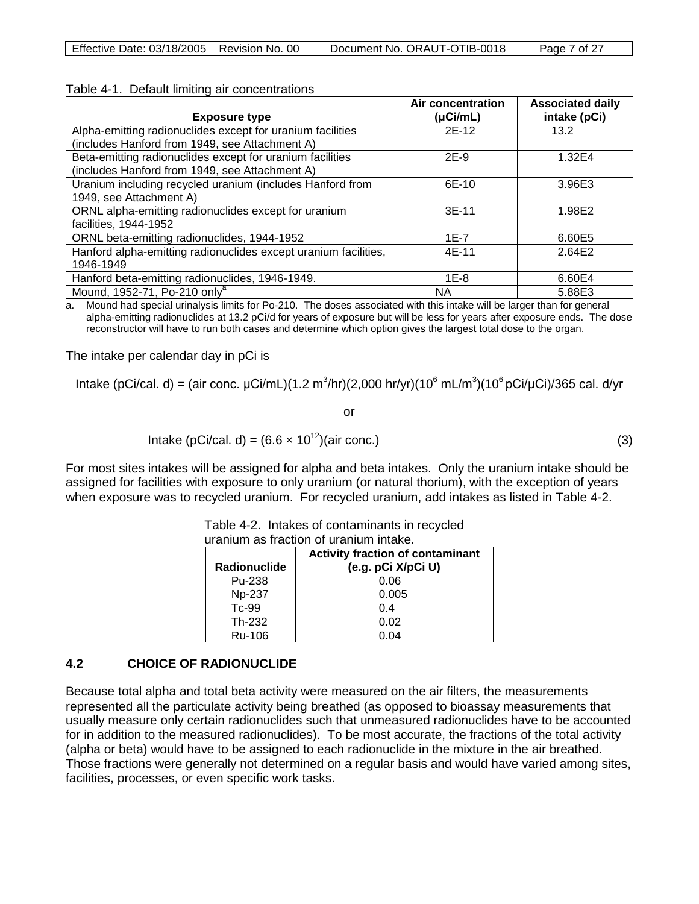Table 4-1. Default limiting air concentrations

| Exposure type | Air concentration (μCi/mL) | Associated daily intake (pCi) |
|---|---|---|
| Alpha-emitting radionuclides except for uranium facilities (includes Hanford from 1949, see Attachment A) | 2E-12 | 13.2 |
| Beta-emitting radionuclides except for uranium facilities (includes Hanford from 1949, see Attachment A) | 2E-9 | 1.32E4 |
| Uranium including recycled uranium (includes Hanford from 1949, see Attachment A) | 6E-10 | 3.96E3 |
| ORNL alpha-emitting radionuclides except for uranium facilities, 1944-1952 | 3E-11 | 1.98E2 |
| ORNL beta-emitting radionuclides, 1944-1952 | 1E-7 | 6.60E5 |
| Hanford alpha-emitting radionuclides except uranium facilities, 1946-1949 | 4E-11 | 2.64E2 |
| Hanford beta-emitting radionuclides, 1946-1949. | 1E-8 | 6.60E4 |
| Mound, 1952-71, Po-210 only[a] | NA | 5.88E3 |

a. Mound had special urinalysis limits for Po-210. The doses associated with this intake will be larger than for general alpha-emitting radionuclides at 13.2 pCi/d for years of exposure but will be less for years after exposure ends. The dose reconstructor will have to run both cases and determine which option gives the largest total dose to the organ.

The intake per calendar day in pCi is

$$\text{Intake (pCi/cal. d)} = (\text{air conc. } \mu\text{Ci/mL})(1.2 \text{ m}^3\text{/hr})(2{,}000 \text{ hr/yr})(10^6 \text{ mL/m}^3)(10^6 \text{ pCi/}\mu\text{Ci})/365 \text{ cal. d/yr}$$

or

$$\text{Intake (pCi/cal. d)} = (6.6 \times 10^{12})(\text{air conc.}) \tag{3}$$

For most sites intakes will be assigned for alpha and beta intakes. Only the uranium intake should be assigned for facilities with exposure to only uranium (or natural thorium), with the exception of years when exposure was to recycled uranium. For recycled uranium, add intakes as listed in Table 4-2.

Table 4-2. Intakes of contaminants in recycled uranium as fraction of uranium intake.

| Radionuclide | Activity fraction of contaminant (e.g. pCi X/pCi U) |
|---|---|
| Pu-238 | 0.06 |
| Np-237 | 0.005 |
| Tc-99 | 0.4 |
| Th-232 | 0.02 |
| Ru-106 | 0.04 |

## 4.2 CHOICE OF RADIONUCLIDE

Because total alpha and total beta activity were measured on the air filters, the measurements represented all the particulate activity being breathed (as opposed to bioassay measurements that usually measure only certain radionuclides such that unmeasured radionuclides have to be accounted for in addition to the measured radionuclides). To be most accurate, the fractions of the total activity (alpha or beta) would have to be assigned to each radionuclide in the mixture in the air breathed. Those fractions were generally not determined on a regular basis and would have varied among sites, facilities, processes, or even specific work tasks.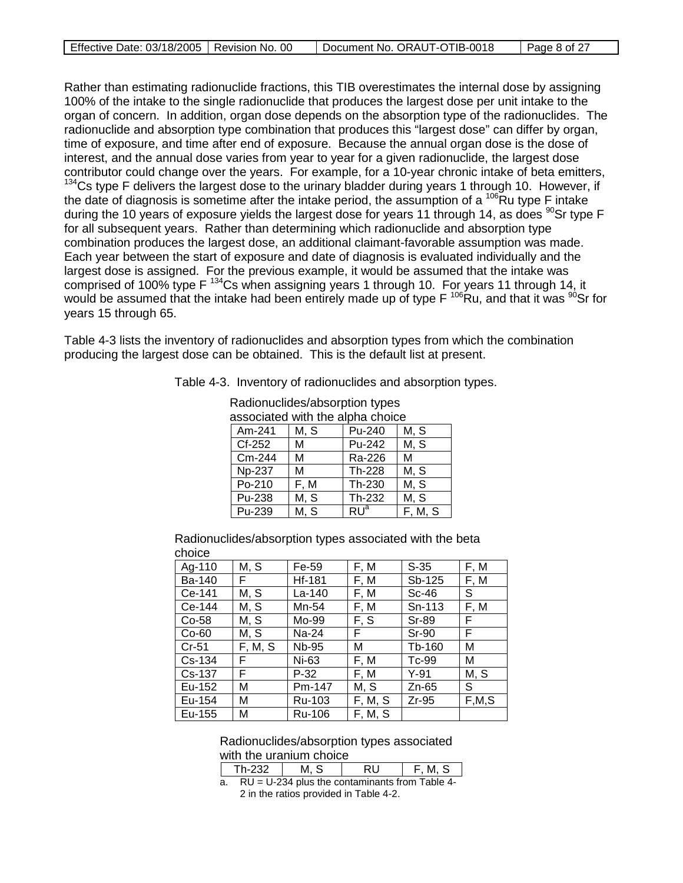Rather than estimating radionuclide fractions, this TIB overestimates the internal dose by assigning 100% of the intake to the single radionuclide that produces the largest dose per unit intake to the organ of concern. In addition, organ dose depends on the absorption type of the radionuclides. The radionuclide and absorption type combination that produces this "largest dose" can differ by organ, time of exposure, and time after end of exposure. Because the annual organ dose is the dose of interest, and the annual dose varies from year to year for a given radionuclide, the largest dose contributor could change over the years. For example, for a 10-year chronic intake of beta emitters, $^{134}$Cs type F delivers the largest dose to the urinary bladder during years 1 through 10. However, if the date of diagnosis is sometime after the intake period, the assumption of a $^{106}$Ru type F intake during the 10 years of exposure yields the largest dose for years 11 through 14, as does $^{90}$Sr type F for all subsequent years. Rather than determining which radionuclide and absorption type combination produces the largest dose, an additional claimant-favorable assumption was made. Each year between the start of exposure and date of diagnosis is evaluated individually and the largest dose is assigned. For the previous example, it would be assumed that the intake was comprised of 100% type F $^{134}$Cs when assigning years 1 through 10. For years 11 through 14, it would be assumed that the intake had been entirely made up of type F $^{106}$Ru, and that it was $^{90}$Sr for years 15 through 65.

Table 4-3 lists the inventory of radionuclides and absorption types from which the combination producing the largest dose can be obtained. This is the default list at present.

Table 4-3. Inventory of radionuclides and absorption types.

Radionuclides/absorption types associated with the alpha choice

| | | | |
|---|---|---|---|
| Am-241 | M, S | Pu-240 | M, S |
| Cf-252 | M | Pu-242 | M, S |
| Cm-244 | M | Ra-226 | M |
| Np-237 | M | Th-228 | M, S |
| Po-210 | F, M | Th-230 | M, S |
| Pu-238 | M, S | Th-232 | M, S |
| Pu-239 | M, S | RU[a] | F, M, S |

Radionuclides/absorption types associated with the beta choice

| | | | | | |
|---|---|---|---|---|---|
| Ag-110 | M, S | Fe-59 | F, M | S-35 | F, M |
| Ba-140 | F | Hf-181 | F, M | Sb-125 | F, M |
| Ce-141 | M, S | La-140 | F, M | Sc-46 | S |
| Ce-144 | M, S | Mn-54 | F, M | Sn-113 | F, M |
| Co-58 | M, S | Mo-99 | F, S | Sr-89 | F |
| Co-60 | M, S | Na-24 | F | Sr-90 | F |
| Cr-51 | F, M, S | Nb-95 | M | Tb-160 | M |
| Cs-134 | F | Ni-63 | F, M | Tc-99 | M |
| Cs-137 | F | P-32 | F, M | Y-91 | M, S |
| Eu-152 | M | Pm-147 | M, S | Zn-65 | S |
| Eu-154 | M | Ru-103 | F, M, S | Zr-95 | F,M,S |
| Eu-155 | M | Ru-106 | F, M, S | | |

Radionuclides/absorption types associated with the uranium choice

| | | | |
|---|---|---|---|
| Th-232 | M, S | RU | F, M, S |

a. RU = U-234 plus the contaminants from Table 4-2 in the ratios provided in Table 4-2.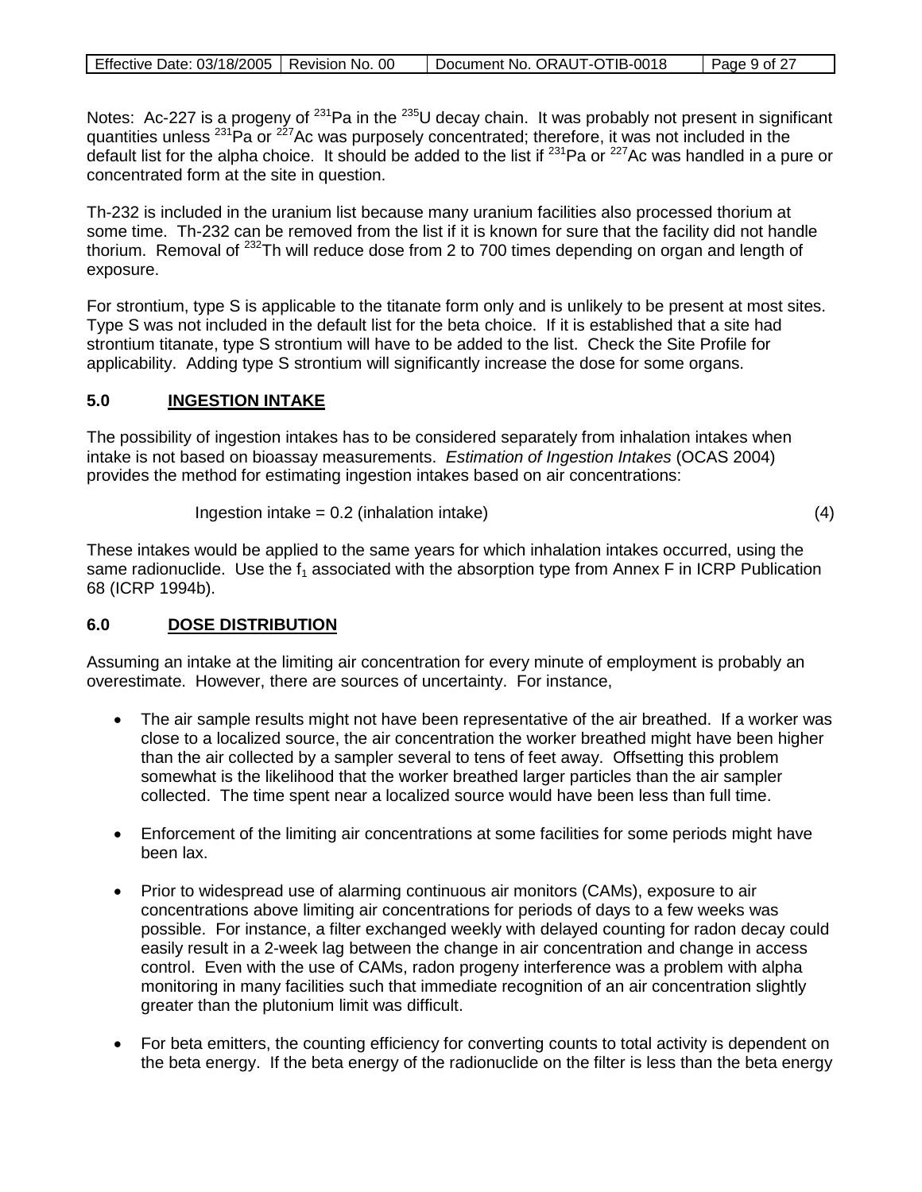Notes: Ac-227 is a progeny of $^{231}$Pa in the $^{235}$U decay chain. It was probably not present in significant quantities unless $^{231}$Pa or $^{227}$Ac was purposely concentrated; therefore, it was not included in the default list for the alpha choice. It should be added to the list if $^{231}$Pa or $^{227}$Ac was handled in a pure or concentrated form at the site in question.

Th-232 is included in the uranium list because many uranium facilities also processed thorium at some time. Th-232 can be removed from the list if it is known for sure that the facility did not handle thorium. Removal of $^{232}$Th will reduce dose from 2 to 700 times depending on organ and length of exposure.

For strontium, type S is applicable to the titanate form only and is unlikely to be present at most sites. Type S was not included in the default list for the beta choice. If it is established that a site had strontium titanate, type S strontium will have to be added to the list. Check the Site Profile for applicability. Adding type S strontium will significantly increase the dose for some organs.

## 5.0 INGESTION INTAKE

The possibility of ingestion intakes has to be considered separately from inhalation intakes when intake is not based on bioassay measurements. *Estimation of Ingestion Intakes* (OCAS 2004) provides the method for estimating ingestion intakes based on air concentrations:

$$\text{Ingestion intake} = 0.2 \text{ (inhalation intake)} \tag{4}$$

These intakes would be applied to the same years for which inhalation intakes occurred, using the same radionuclide. Use the $f_1$ associated with the absorption type from Annex F in ICRP Publication 68 (ICRP 1994b).

## 6.0 DOSE DISTRIBUTION

Assuming an intake at the limiting air concentration for every minute of employment is probably an overestimate. However, there are sources of uncertainty. For instance,

- The air sample results might not have been representative of the air breathed. If a worker was close to a localized source, the air concentration the worker breathed might have been higher than the air collected by a sampler several to tens of feet away. Offsetting this problem somewhat is the likelihood that the worker breathed larger particles than the air sampler collected. The time spent near a localized source would have been less than full time.
- Enforcement of the limiting air concentrations at some facilities for some periods might have been lax.
- Prior to widespread use of alarming continuous air monitors (CAMs), exposure to air concentrations above limiting air concentrations for periods of days to a few weeks was possible. For instance, a filter exchanged weekly with delayed counting for radon decay could easily result in a 2-week lag between the change in air concentration and change in access control. Even with the use of CAMs, radon progeny interference was a problem with alpha monitoring in many facilities such that immediate recognition of an air concentration slightly greater than the plutonium limit was difficult.
- For beta emitters, the counting efficiency for converting counts to total activity is dependent on the beta energy. If the beta energy of the radionuclide on the filter is less than the beta energy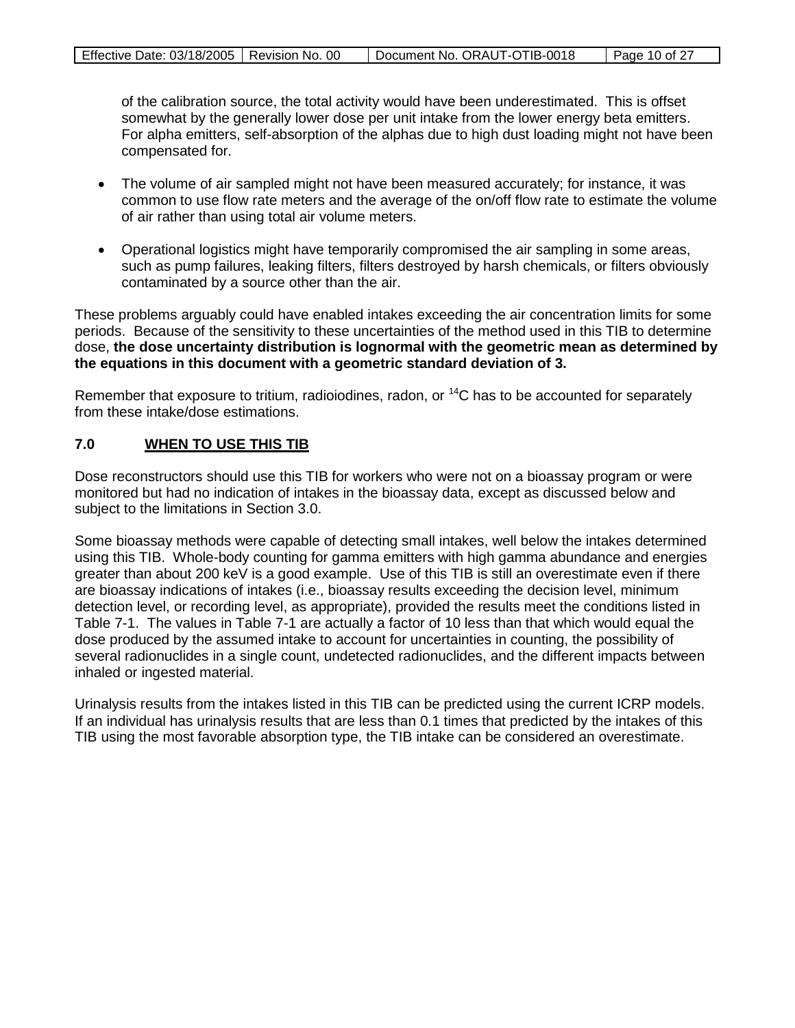of the calibration source, the total activity would have been underestimated. This is offset somewhat by the generally lower dose per unit intake from the lower energy beta emitters. For alpha emitters, self-absorption of the alphas due to high dust loading might not have been compensated for.

- The volume of air sampled might not have been measured accurately; for instance, it was common to use flow rate meters and the average of the on/off flow rate to estimate the volume of air rather than using total air volume meters.
- Operational logistics might have temporarily compromised the air sampling in some areas, such as pump failures, leaking filters, filters destroyed by harsh chemicals, or filters obviously contaminated by a source other than the air.

These problems arguably could have enabled intakes exceeding the air concentration limits for some periods. Because of the sensitivity to these uncertainties of the method used in this TIB to determine dose, **the dose uncertainty distribution is lognormal with the geometric mean as determined by the equations in this document with a geometric standard deviation of 3.**

Remember that exposure to tritium, radioiodines, radon, or $^{14}C$ has to be accounted for separately from these intake/dose estimations.

## 7.0 WHEN TO USE THIS TIB

Dose reconstructors should use this TIB for workers who were not on a bioassay program or were monitored but had no indication of intakes in the bioassay data, except as discussed below and subject to the limitations in Section 3.0.

Some bioassay methods were capable of detecting small intakes, well below the intakes determined using this TIB. Whole-body counting for gamma emitters with high gamma abundance and energies greater than about 200 keV is a good example. Use of this TIB is still an overestimate even if there are bioassay indications of intakes (i.e., bioassay results exceeding the decision level, minimum detection level, or recording level, as appropriate), provided the results meet the conditions listed in Table 7-1. The values in Table 7-1 are actually a factor of 10 less than that which would equal the dose produced by the assumed intake to account for uncertainties in counting, the possibility of several radionuclides in a single count, undetected radionuclides, and the different impacts between inhaled or ingested material.

Urinalysis results from the intakes listed in this TIB can be predicted using the current ICRP models. If an individual has urinalysis results that are less than 0.1 times that predicted by the intakes of this TIB using the most favorable absorption type, the TIB intake can be considered an overestimate.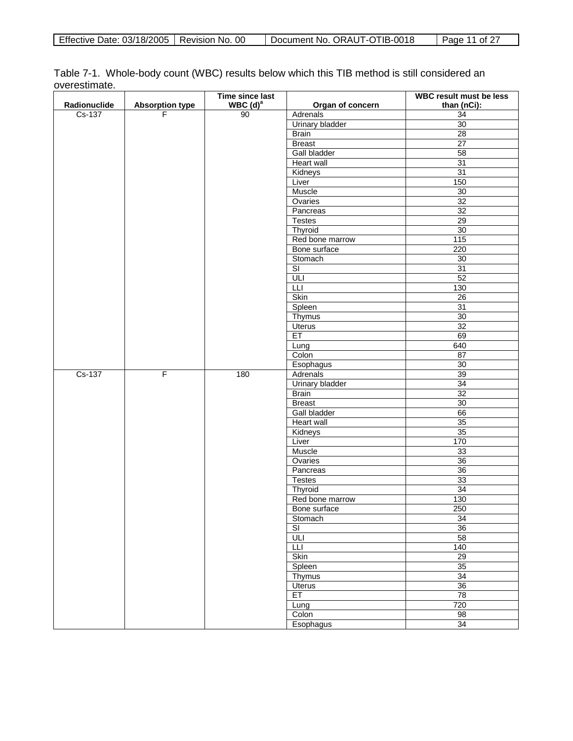Table 7-1. Whole-body count (WBC) results below which this TIB method is still considered an overestimate.

| Radionuclide | Absorption type | Time since last WBC (d)[a] | Organ of concern | WBC result must be less than (nCi): |
|---|---|---|---|---|
| Cs-137 | F | 90 | Adrenals | 34 |
| | | | Urinary bladder | 30 |
| | | | Brain | 28 |
| | | | Breast | 27 |
| | | | Gall bladder | 58 |
| | | | Heart wall | 31 |
| | | | Kidneys | 31 |
| | | | Liver | 150 |
| | | | Muscle | 30 |
| | | | Ovaries | 32 |
| | | | Pancreas | 32 |
| | | | Testes | 29 |
| | | | Thyroid | 30 |
| | | | Red bone marrow | 115 |
| | | | Bone surface | 220 |
| | | | Stomach | 30 |
| | | | SI | 31 |
| | | | ULI | 52 |
| | | | LLI | 130 |
| | | | Skin | 26 |
| | | | Spleen | 31 |
| | | | Thymus | 30 |
| | | | Uterus | 32 |
| | | | ET | 69 |
| | | | Lung | 640 |
| | | | Colon | 87 |
| | | | Esophagus | 30 |
| Cs-137 | F | 180 | Adrenals | 39 |
| | | | Urinary bladder | 34 |
| | | | Brain | 32 |
| | | | Breast | 30 |
| | | | Gall bladder | 66 |
| | | | Heart wall | 35 |
| | | | Kidneys | 35 |
| | | | Liver | 170 |
| | | | Muscle | 33 |
| | | | Ovaries | 36 |
| | | | Pancreas | 36 |
| | | | Testes | 33 |
| | | | Thyroid | 34 |
| | | | Red bone marrow | 130 |
| | | | Bone surface | 250 |
| | | | Stomach | 34 |
| | | | SI | 36 |
| | | | ULI | 58 |
| | | | LLI | 140 |
| | | | Skin | 29 |
| | | | Spleen | 35 |
| | | | Thymus | 34 |
| | | | Uterus | 36 |
| | | | ET | 78 |
| | | | Lung | 720 |
| | | | Colon | 98 |
| | | | Esophagus | 34 |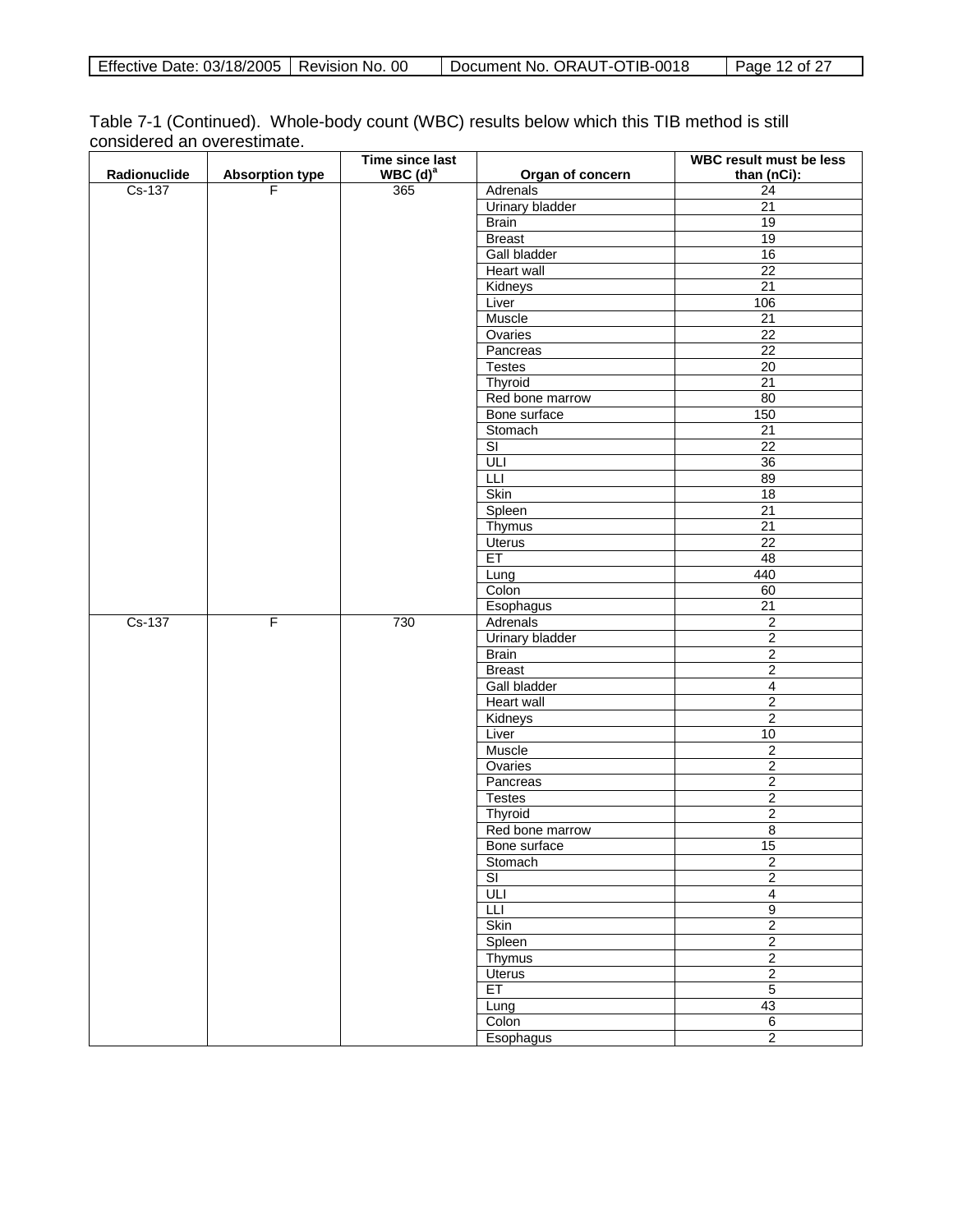Table 7-1 (Continued). Whole-body count (WBC) results below which this TIB method is still considered an overestimate.

| Radionuclide | Absorption type | Time since last WBC (d)[a] | Organ of concern | WBC result must be less than (nCi): |
|---|---|---|---|---|
| Cs-137 | F | 365 | Adrenals | 24 |
| | | | Urinary bladder | 21 |
| | | | Brain | 19 |
| | | | Breast | 19 |
| | | | Gall bladder | 16 |
| | | | Heart wall | 22 |
| | | | Kidneys | 21 |
| | | | Liver | 106 |
| | | | Muscle | 21 |
| | | | Ovaries | 22 |
| | | | Pancreas | 22 |
| | | | Testes | 20 |
| | | | Thyroid | 21 |
| | | | Red bone marrow | 80 |
| | | | Bone surface | 150 |
| | | | Stomach | 21 |
| | | | SI | 22 |
| | | | ULI | 36 |
| | | | LLI | 89 |
| | | | Skin | 18 |
| | | | Spleen | 21 |
| | | | Thymus | 21 |
| | | | Uterus | 22 |
| | | | ET | 48 |
| | | | Lung | 440 |
| | | | Colon | 60 |
| | | | Esophagus | 21 |
| Cs-137 | F | 730 | Adrenals | 2 |
| | | | Urinary bladder | 2 |
| | | | Brain | 2 |
| | | | Breast | 2 |
| | | | Gall bladder | 4 |
| | | | Heart wall | 2 |
| | | | Kidneys | 2 |
| | | | Liver | 10 |
| | | | Muscle | 2 |
| | | | Ovaries | 2 |
| | | | Pancreas | 2 |
| | | | Testes | 2 |
| | | | Thyroid | 2 |
| | | | Red bone marrow | 8 |
| | | | Bone surface | 15 |
| | | | Stomach | 2 |
| | | | SI | 2 |
| | | | ULI | 4 |
| | | | LLI | 9 |
| | | | Skin | 2 |
| | | | Spleen | 2 |
| | | | Thymus | 2 |
| | | | Uterus | 2 |
| | | | ET | 5 |
| | | | Lung | 43 |
| | | | Colon | 6 |
| | | | Esophagus | 2 |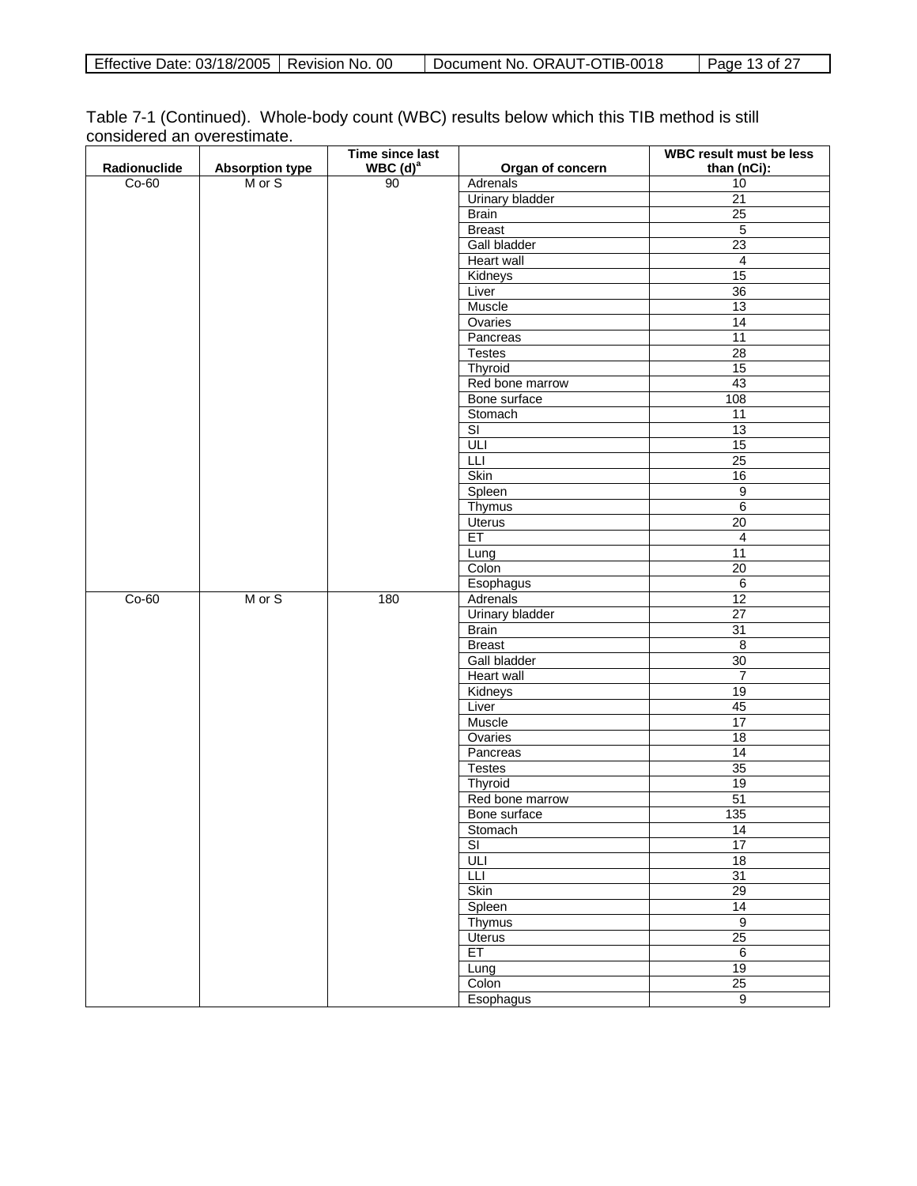Table 7-1 (Continued). Whole-body count (WBC) results below which this TIB method is still considered an overestimate.

| Radionuclide | Absorption type | Time since last WBC (d)[a] | Organ of concern | WBC result must be less than (nCi): |
|---|---|---|---|---|
| Co-60 | M or S | 90 | Adrenals | 10 |
| | | | Urinary bladder | 21 |
| | | | Brain | 25 |
| | | | Breast | 5 |
| | | | Gall bladder | 23 |
| | | | Heart wall | 4 |
| | | | Kidneys | 15 |
| | | | Liver | 36 |
| | | | Muscle | 13 |
| | | | Ovaries | 14 |
| | | | Pancreas | 11 |
| | | | Testes | 28 |
| | | | Thyroid | 15 |
| | | | Red bone marrow | 43 |
| | | | Bone surface | 108 |
| | | | Stomach | 11 |
| | | | SI | 13 |
| | | | ULI | 15 |
| | | | LLI | 25 |
| | | | Skin | 16 |
| | | | Spleen | 9 |
| | | | Thymus | 6 |
| | | | Uterus | 20 |
| | | | ET | 4 |
| | | | Lung | 11 |
| | | | Colon | 20 |
| | | | Esophagus | 6 |
| Co-60 | M or S | 180 | Adrenals | 12 |
| | | | Urinary bladder | 27 |
| | | | Brain | 31 |
| | | | Breast | 8 |
| | | | Gall bladder | 30 |
| | | | Heart wall | 7 |
| | | | Kidneys | 19 |
| | | | Liver | 45 |
| | | | Muscle | 17 |
| | | | Ovaries | 18 |
| | | | Pancreas | 14 |
| | | | Testes | 35 |
| | | | Thyroid | 19 |
| | | | Red bone marrow | 51 |
| | | | Bone surface | 135 |
| | | | Stomach | 14 |
| | | | SI | 17 |
| | | | ULI | 18 |
| | | | LLI | 31 |
| | | | Skin | 29 |
| | | | Spleen | 14 |
| | | | Thymus | 9 |
| | | | Uterus | 25 |
| | | | ET | 6 |
| | | | Lung | 19 |
| | | | Colon | 25 |
| | | | Esophagus | 9 |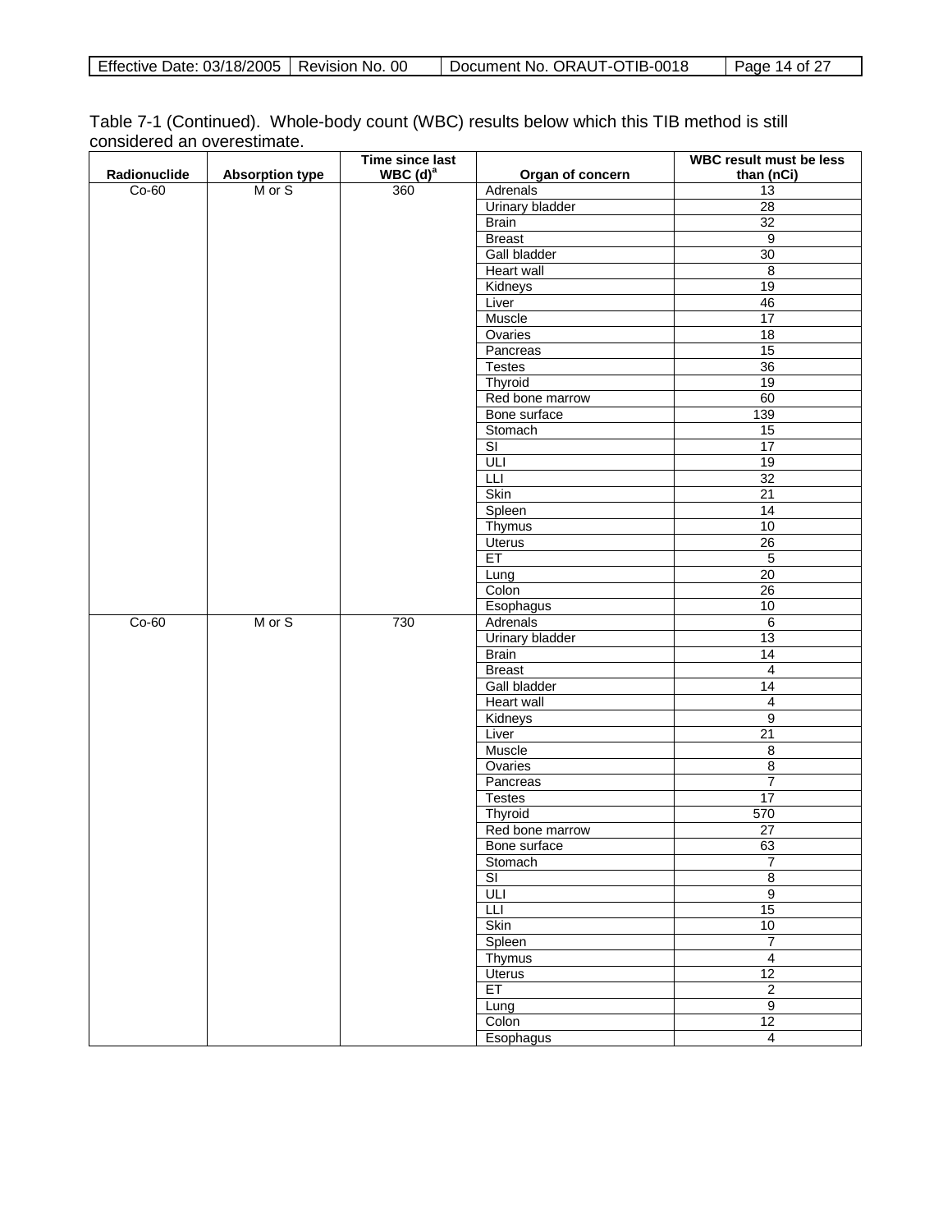Table 7-1 (Continued). Whole-body count (WBC) results below which this TIB method is still considered an overestimate.

| Radionuclide | Absorption type | Time since last WBC (d)[a] | Organ of concern | WBC result must be less than (nCi) |
|---|---|---|---|---|
| Co-60 | M or S | 360 | Adrenals | 13 |
| | | | Urinary bladder | 28 |
| | | | Brain | 32 |
| | | | Breast | 9 |
| | | | Gall bladder | 30 |
| | | | Heart wall | 8 |
| | | | Kidneys | 19 |
| | | | Liver | 46 |
| | | | Muscle | 17 |
| | | | Ovaries | 18 |
| | | | Pancreas | 15 |
| | | | Testes | 36 |
| | | | Thyroid | 19 |
| | | | Red bone marrow | 60 |
| | | | Bone surface | 139 |
| | | | Stomach | 15 |
| | | | SI | 17 |
| | | | ULI | 19 |
| | | | LLI | 32 |
| | | | Skin | 21 |
| | | | Spleen | 14 |
| | | | Thymus | 10 |
| | | | Uterus | 26 |
| | | | ET | 5 |
| | | | Lung | 20 |
| | | | Colon | 26 |
| | | | Esophagus | 10 |
| Co-60 | M or S | 730 | Adrenals | 6 |
| | | | Urinary bladder | 13 |
| | | | Brain | 14 |
| | | | Breast | 4 |
| | | | Gall bladder | 14 |
| | | | Heart wall | 4 |
| | | | Kidneys | 9 |
| | | | Liver | 21 |
| | | | Muscle | 8 |
| | | | Ovaries | 8 |
| | | | Pancreas | 7 |
| | | | Testes | 17 |
| | | | Thyroid | 570 |
| | | | Red bone marrow | 27 |
| | | | Bone surface | 63 |
| | | | Stomach | 7 |
| | | | SI | 8 |
| | | | ULI | 9 |
| | | | LLI | 15 |
| | | | Skin | 10 |
| | | | Spleen | 7 |
| | | | Thymus | 4 |
| | | | Uterus | 12 |
| | | | ET | 2 |
| | | | Lung | 9 |
| | | | Colon | 12 |
| | | | Esophagus | 4 |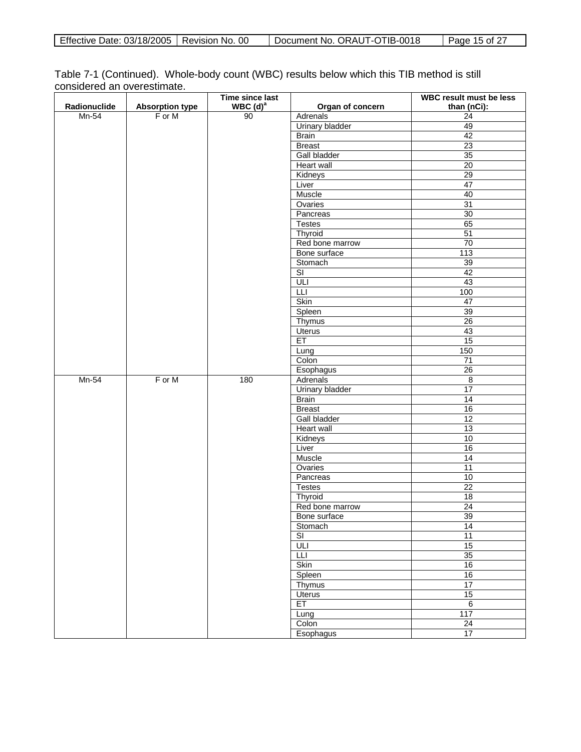Table 7-1 (Continued). Whole-body count (WBC) results below which this TIB method is still considered an overestimate.

| Radionuclide | Absorption type | Time since last WBC (d)[a] | Organ of concern | WBC result must be less than (nCi): |
|---|---|---|---|---|
| Mn-54 | F or M | 90 | Adrenals | 24 |
| | | | Urinary bladder | 49 |
| | | | Brain | 42 |
| | | | Breast | 23 |
| | | | Gall bladder | 35 |
| | | | Heart wall | 20 |
| | | | Kidneys | 29 |
| | | | Liver | 47 |
| | | | Muscle | 40 |
| | | | Ovaries | 31 |
| | | | Pancreas | 30 |
| | | | Testes | 65 |
| | | | Thyroid | 51 |
| | | | Red bone marrow | 70 |
| | | | Bone surface | 113 |
| | | | Stomach | 39 |
| | | | SI | 42 |
| | | | ULI | 43 |
| | | | LLI | 100 |
| | | | Skin | 47 |
| | | | Spleen | 39 |
| | | | Thymus | 26 |
| | | | Uterus | 43 |
| | | | ET | 15 |
| | | | Lung | 150 |
| | | | Colon | 71 |
| | | | Esophagus | 26 |
| Mn-54 | F or M | 180 | Adrenals | 8 |
| | | | Urinary bladder | 17 |
| | | | Brain | 14 |
| | | | Breast | 16 |
| | | | Gall bladder | 12 |
| | | | Heart wall | 13 |
| | | | Kidneys | 10 |
| | | | Liver | 16 |
| | | | Muscle | 14 |
| | | | Ovaries | 11 |
| | | | Pancreas | 10 |
| | | | Testes | 22 |
| | | | Thyroid | 18 |
| | | | Red bone marrow | 24 |
| | | | Bone surface | 39 |
| | | | Stomach | 14 |
| | | | SI | 11 |
| | | | ULI | 15 |
| | | | LLI | 35 |
| | | | Skin | 16 |
| | | | Spleen | 16 |
| | | | Thymus | 17 |
| | | | Uterus | 15 |
| | | | ET | 6 |
| | | | Lung | 117 |
| | | | Colon | 24 |
| | | | Esophagus | 17 |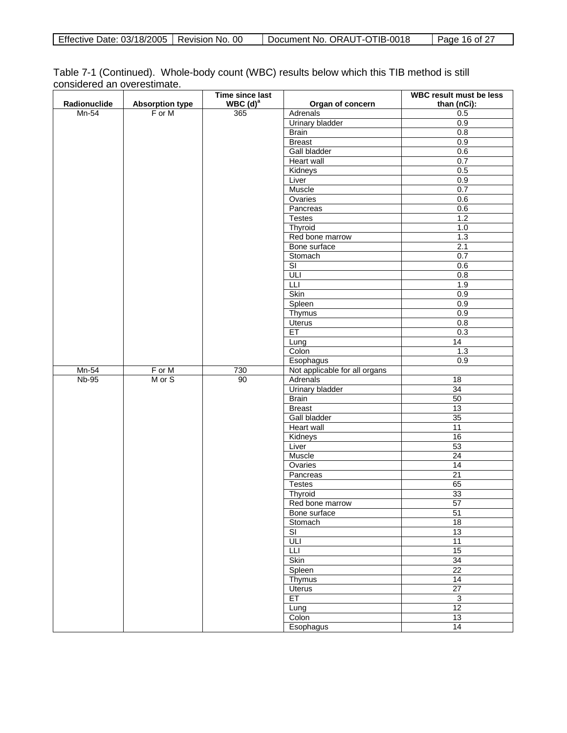Table 7-1 (Continued). Whole-body count (WBC) results below which this TIB method is still considered an overestimate.

| Radionuclide | Absorption type | Time since last WBC (d)[a] | Organ of concern | WBC result must be less than (nCi): |
|---|---|---|---|---|
| Mn-54 | F or M | 365 | Adrenals | 0.5 |
| | | | Urinary bladder | 0.9 |
| | | | Brain | 0.8 |
| | | | Breast | 0.9 |
| | | | Gall bladder | 0.6 |
| | | | Heart wall | 0.7 |
| | | | Kidneys | 0.5 |
| | | | Liver | 0.9 |
| | | | Muscle | 0.7 |
| | | | Ovaries | 0.6 |
| | | | Pancreas | 0.6 |
| | | | Testes | 1.2 |
| | | | Thyroid | 1.0 |
| | | | Red bone marrow | 1.3 |
| | | | Bone surface | 2.1 |
| | | | Stomach | 0.7 |
| | | | SI | 0.6 |
| | | | ULI | 0.8 |
| | | | LLI | 1.9 |
| | | | Skin | 0.9 |
| | | | Spleen | 0.9 |
| | | | Thymus | 0.9 |
| | | | Uterus | 0.8 |
| | | | ET | 0.3 |
| | | | Lung | 14 |
| | | | Colon | 1.3 |
| | | | Esophagus | 0.9 |
| Mn-54 | F or M | 730 | Not applicable for all organs | |
| Nb-95 | M or S | 90 | Adrenals | 18 |
| | | | Urinary bladder | 34 |
| | | | Brain | 50 |
| | | | Breast | 13 |
| | | | Gall bladder | 35 |
| | | | Heart wall | 11 |
| | | | Kidneys | 16 |
| | | | Liver | 53 |
| | | | Muscle | 24 |
| | | | Ovaries | 14 |
| | | | Pancreas | 21 |
| | | | Testes | 65 |
| | | | Thyroid | 33 |
| | | | Red bone marrow | 57 |
| | | | Bone surface | 51 |
| | | | Stomach | 18 |
| | | | SI | 13 |
| | | | ULI | 11 |
| | | | LLI | 15 |
| | | | Skin | 34 |
| | | | Spleen | 22 |
| | | | Thymus | 14 |
| | | | Uterus | 27 |
| | | | ET | 3 |
| | | | Lung | 12 |
| | | | Colon | 13 |
| | | | Esophagus | 14 |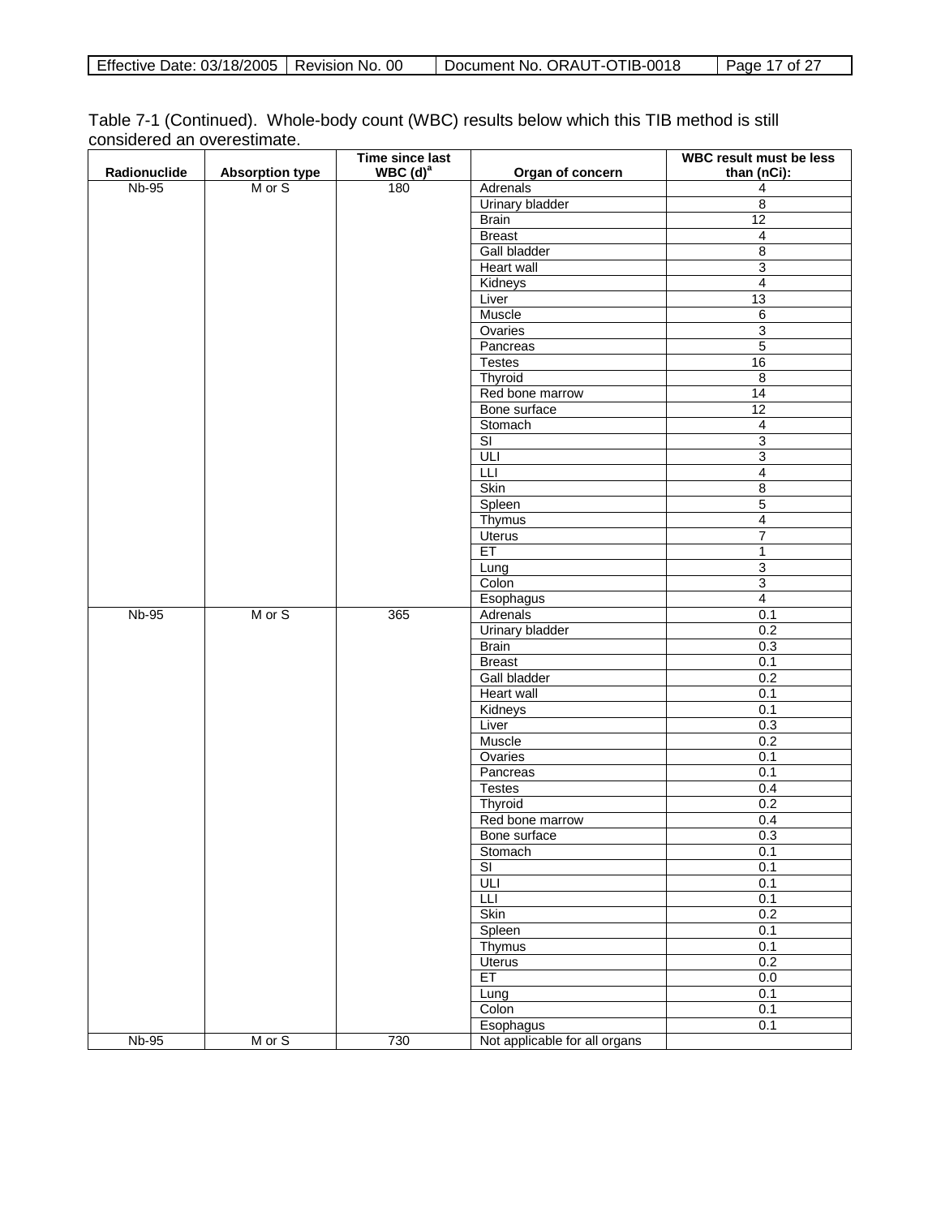Table 7-1 (Continued). Whole-body count (WBC) results below which this TIB method is still considered an overestimate.

| Radionuclide | Absorption type | Time since last WBC (d)[a] | Organ of concern | WBC result must be less than (nCi): |
|---|---|---|---|---|
| Nb-95 | M or S | 180 | Adrenals | 4 |
| | | | Urinary bladder | 8 |
| | | | Brain | 12 |
| | | | Breast | 4 |
| | | | Gall bladder | 8 |
| | | | Heart wall | 3 |
| | | | Kidneys | 4 |
| | | | Liver | 13 |
| | | | Muscle | 6 |
| | | | Ovaries | 3 |
| | | | Pancreas | 5 |
| | | | Testes | 16 |
| | | | Thyroid | 8 |
| | | | Red bone marrow | 14 |
| | | | Bone surface | 12 |
| | | | Stomach | 4 |
| | | | SI | 3 |
| | | | ULI | 3 |
| | | | LLI | 4 |
| | | | Skin | 8 |
| | | | Spleen | 5 |
| | | | Thymus | 4 |
| | | | Uterus | 7 |
| | | | ET | 1 |
| | | | Lung | 3 |
| | | | Colon | 3 |
| | | | Esophagus | 4 |
| Nb-95 | M or S | 365 | Adrenals | 0.1 |
| | | | Urinary bladder | 0.2 |
| | | | Brain | 0.3 |
| | | | Breast | 0.1 |
| | | | Gall bladder | 0.2 |
| | | | Heart wall | 0.1 |
| | | | Kidneys | 0.1 |
| | | | Liver | 0.3 |
| | | | Muscle | 0.2 |
| | | | Ovaries | 0.1 |
| | | | Pancreas | 0.1 |
| | | | Testes | 0.4 |
| | | | Thyroid | 0.2 |
| | | | Red bone marrow | 0.4 |
| | | | Bone surface | 0.3 |
| | | | Stomach | 0.1 |
| | | | SI | 0.1 |
| | | | ULI | 0.1 |
| | | | LLI | 0.1 |
| | | | Skin | 0.2 |
| | | | Spleen | 0.1 |
| | | | Thymus | 0.1 |
| | | | Uterus | 0.2 |
| | | | ET | 0.0 |
| | | | Lung | 0.1 |
| | | | Colon | 0.1 |
| | | | Esophagus | 0.1 |
| Nb-95 | M or S | 730 | Not applicable for all organs | |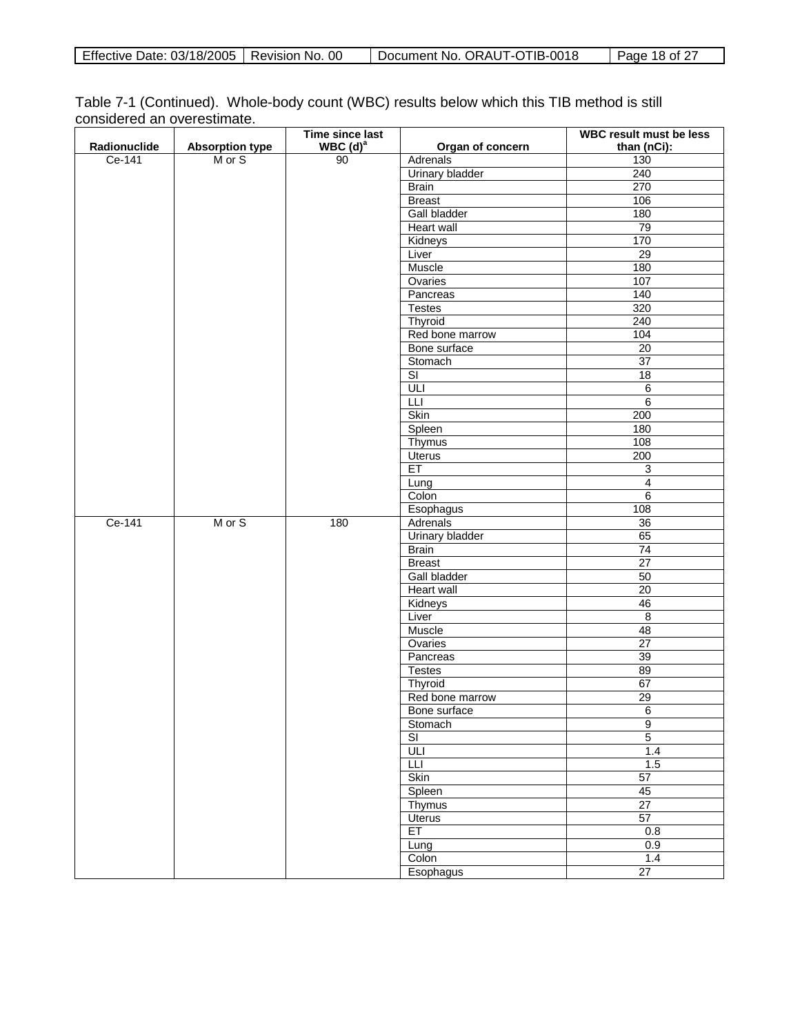Table 7-1 (Continued). Whole-body count (WBC) results below which this TIB method is still considered an overestimate.

| Radionuclide | Absorption type | Time since last WBC (d)[a] | Organ of concern | WBC result must be less than (nCi): |
|---|---|---|---|---|
| Ce-141 | M or S | 90 | Adrenals | 130 |
| | | | Urinary bladder | 240 |
| | | | Brain | 270 |
| | | | Breast | 106 |
| | | | Gall bladder | 180 |
| | | | Heart wall | 79 |
| | | | Kidneys | 170 |
| | | | Liver | 29 |
| | | | Muscle | 180 |
| | | | Ovaries | 107 |
| | | | Pancreas | 140 |
| | | | Testes | 320 |
| | | | Thyroid | 240 |
| | | | Red bone marrow | 104 |
| | | | Bone surface | 20 |
| | | | Stomach | 37 |
| | | | SI | 18 |
| | | | ULI | 6 |
| | | | LLI | 6 |
| | | | Skin | 200 |
| | | | Spleen | 180 |
| | | | Thymus | 108 |
| | | | Uterus | 200 |
| | | | ET | 3 |
| | | | Lung | 4 |
| | | | Colon | 6 |
| | | | Esophagus | 108 |
| Ce-141 | M or S | 180 | Adrenals | 36 |
| | | | Urinary bladder | 65 |
| | | | Brain | 74 |
| | | | Breast | 27 |
| | | | Gall bladder | 50 |
| | | | Heart wall | 20 |
| | | | Kidneys | 46 |
| | | | Liver | 8 |
| | | | Muscle | 48 |
| | | | Ovaries | 27 |
| | | | Pancreas | 39 |
| | | | Testes | 89 |
| | | | Thyroid | 67 |
| | | | Red bone marrow | 29 |
| | | | Bone surface | 6 |
| | | | Stomach | 9 |
| | | | SI | 5 |
| | | | ULI | 1.4 |
| | | | LLI | 1.5 |
| | | | Skin | 57 |
| | | | Spleen | 45 |
| | | | Thymus | 27 |
| | | | Uterus | 57 |
| | | | ET | 0.8 |
| | | | Lung | 0.9 |
| | | | Colon | 1.4 |
| | | | Esophagus | 27 |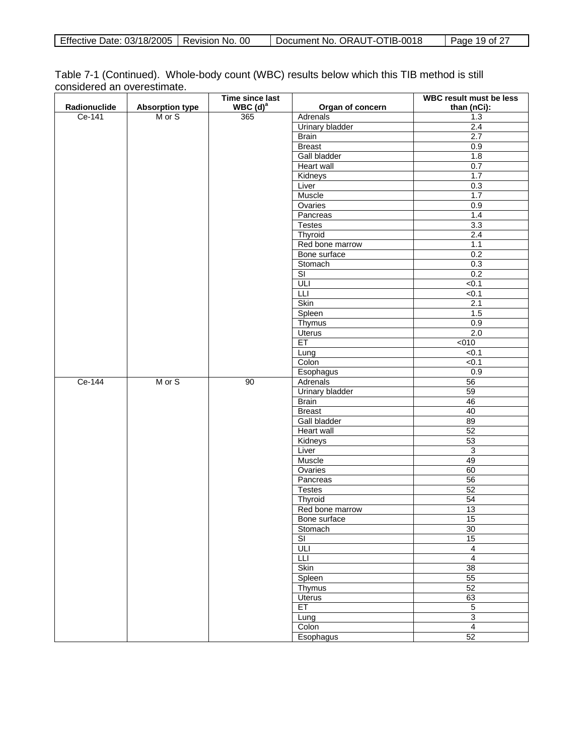Table 7-1 (Continued). Whole-body count (WBC) results below which this TIB method is still considered an overestimate.

| Radionuclide | Absorption type | Time since last WBC (d)[a] | Organ of concern | WBC result must be less than (nCi): |
|---|---|---|---|---|
| Ce-141 | M or S | 365 | Adrenals | 1.3 |
| | | | Urinary bladder | 2.4 |
| | | | Brain | 2.7 |
| | | | Breast | 0.9 |
| | | | Gall bladder | 1.8 |
| | | | Heart wall | 0.7 |
| | | | Kidneys | 1.7 |
| | | | Liver | 0.3 |
| | | | Muscle | 1.7 |
| | | | Ovaries | 0.9 |
| | | | Pancreas | 1.4 |
| | | | Testes | 3.3 |
| | | | Thyroid | 2.4 |
| | | | Red bone marrow | 1.1 |
| | | | Bone surface | 0.2 |
| | | | Stomach | 0.3 |
| | | | SI | 0.2 |
| | | | ULI | <0.1 |
| | | | LLI | <0.1 |
| | | | Skin | 2.1 |
| | | | Spleen | 1.5 |
| | | | Thymus | 0.9 |
| | | | Uterus | 2.0 |
| | | | ET | <010 |
| | | | Lung | <0.1 |
| | | | Colon | <0.1 |
| | | | Esophagus | 0.9 |
| Ce-144 | M or S | 90 | Adrenals | 56 |
| | | | Urinary bladder | 59 |
| | | | Brain | 46 |
| | | | Breast | 40 |
| | | | Gall bladder | 89 |
| | | | Heart wall | 52 |
| | | | Kidneys | 53 |
| | | | Liver | 3 |
| | | | Muscle | 49 |
| | | | Ovaries | 60 |
| | | | Pancreas | 56 |
| | | | Testes | 52 |
| | | | Thyroid | 54 |
| | | | Red bone marrow | 13 |
| | | | Bone surface | 15 |
| | | | Stomach | 30 |
| | | | SI | 15 |
| | | | ULI | 4 |
| | | | LLI | 4 |
| | | | Skin | 38 |
| | | | Spleen | 55 |
| | | | Thymus | 52 |
| | | | Uterus | 63 |
| | | | ET | 5 |
| | | | Lung | 3 |
| | | | Colon | 4 |
| | | | Esophagus | 52 |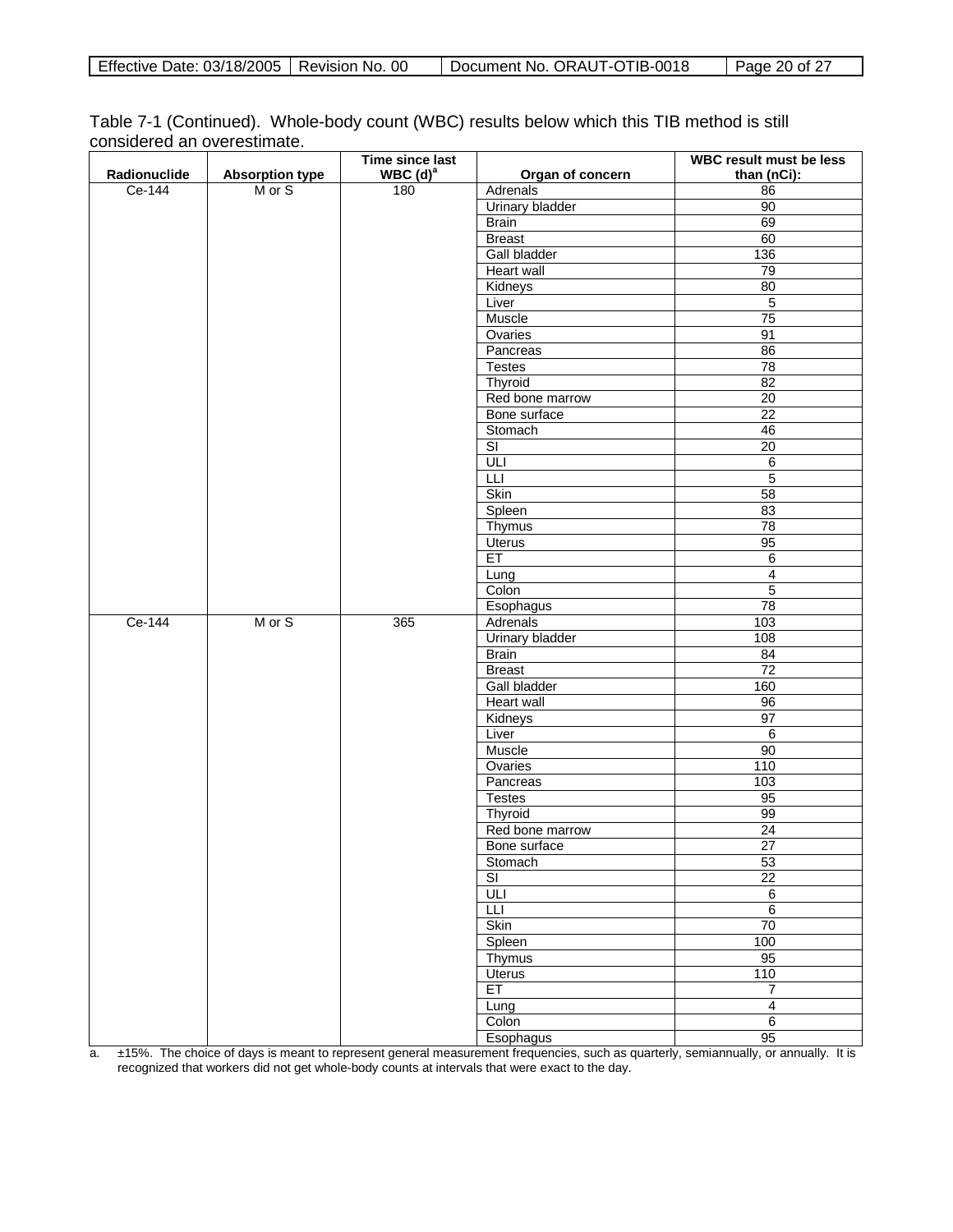Table 7-1 (Continued). Whole-body count (WBC) results below which this TIB method is still considered an overestimate.

| Radionuclide | Absorption type | Time since last WBC (d)[a] | Organ of concern | WBC result must be less than (nCi): |
|---|---|---|---|---|
| Ce-144 | M or S | 180 | Adrenals | 86 |
| | | | Urinary bladder | 90 |
| | | | Brain | 69 |
| | | | Breast | 60 |
| | | | Gall bladder | 136 |
| | | | Heart wall | 79 |
| | | | Kidneys | 80 |
| | | | Liver | 5 |
| | | | Muscle | 75 |
| | | | Ovaries | 91 |
| | | | Pancreas | 86 |
| | | | Testes | 78 |
| | | | Thyroid | 82 |
| | | | Red bone marrow | 20 |
| | | | Bone surface | 22 |
| | | | Stomach | 46 |
| | | | SI | 20 |
| | | | ULI | 6 |
| | | | LLI | 5 |
| | | | Skin | 58 |
| | | | Spleen | 83 |
| | | | Thymus | 78 |
| | | | Uterus | 95 |
| | | | ET | 6 |
| | | | Lung | 4 |
| | | | Colon | 5 |
| | | | Esophagus | 78 |
| Ce-144 | M or S | 365 | Adrenals | 103 |
| | | | Urinary bladder | 108 |
| | | | Brain | 84 |
| | | | Breast | 72 |
| | | | Gall bladder | 160 |
| | | | Heart wall | 96 |
| | | | Kidneys | 97 |
| | | | Liver | 6 |
| | | | Muscle | 90 |
| | | | Ovaries | 110 |
| | | | Pancreas | 103 |
| | | | Testes | 95 |
| | | | Thyroid | 99 |
| | | | Red bone marrow | 24 |
| | | | Bone surface | 27 |
| | | | Stomach | 53 |
| | | | SI | 22 |
| | | | ULI | 6 |
| | | | LLI | 6 |
| | | | Skin | 70 |
| | | | Spleen | 100 |
| | | | Thymus | 95 |
| | | | Uterus | 110 |
| | | | ET | 7 |
| | | | Lung | 4 |
| | | | Colon | 6 |
| | | | Esophagus | 95 |

a. ±15%. The choice of days is meant to represent general measurement frequencies, such as quarterly, semiannually, or annually. It is recognized that workers did not get whole-body counts at intervals that were exact to the day.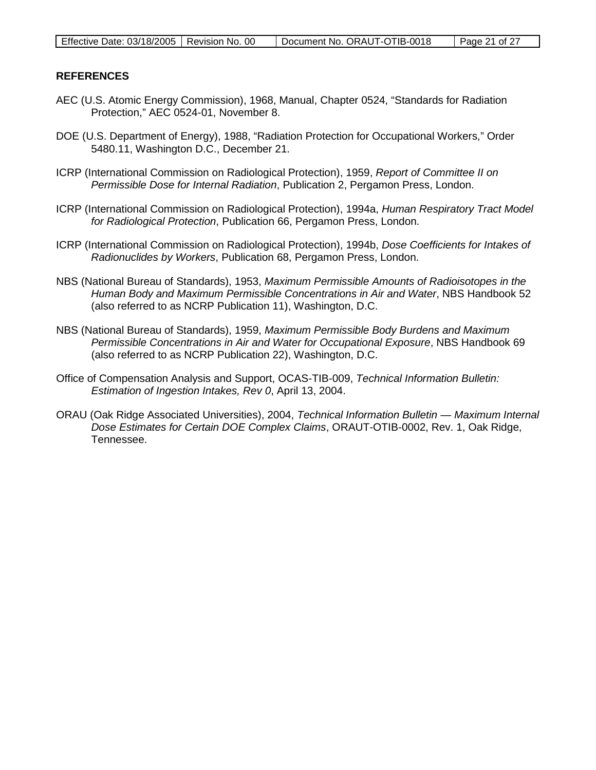## REFERENCES

AEC (U.S. Atomic Energy Commission), 1968, Manual, Chapter 0524, "Standards for Radiation Protection," AEC 0524-01, November 8.

DOE (U.S. Department of Energy), 1988, "Radiation Protection for Occupational Workers," Order 5480.11, Washington D.C., December 21.

ICRP (International Commission on Radiological Protection), 1959, *Report of Committee II on Permissible Dose for Internal Radiation*, Publication 2, Pergamon Press, London.

ICRP (International Commission on Radiological Protection), 1994a, *Human Respiratory Tract Model for Radiological Protection*, Publication 66, Pergamon Press, London.

ICRP (International Commission on Radiological Protection), 1994b, *Dose Coefficients for Intakes of Radionuclides by Workers*, Publication 68, Pergamon Press, London.

NBS (National Bureau of Standards), 1953, *Maximum Permissible Amounts of Radioisotopes in the Human Body and Maximum Permissible Concentrations in Air and Water*, NBS Handbook 52 (also referred to as NCRP Publication 11), Washington, D.C.

NBS (National Bureau of Standards), 1959, *Maximum Permissible Body Burdens and Maximum Permissible Concentrations in Air and Water for Occupational Exposure*, NBS Handbook 69 (also referred to as NCRP Publication 22), Washington, D.C.

Office of Compensation Analysis and Support, OCAS-TIB-009, *Technical Information Bulletin: Estimation of Ingestion Intakes, Rev 0*, April 13, 2004.

ORAU (Oak Ridge Associated Universities), 2004, *Technical Information Bulletin — Maximum Internal Dose Estimates for Certain DOE Complex Claims*, ORAUT-OTIB-0002, Rev. 1, Oak Ridge, Tennessee.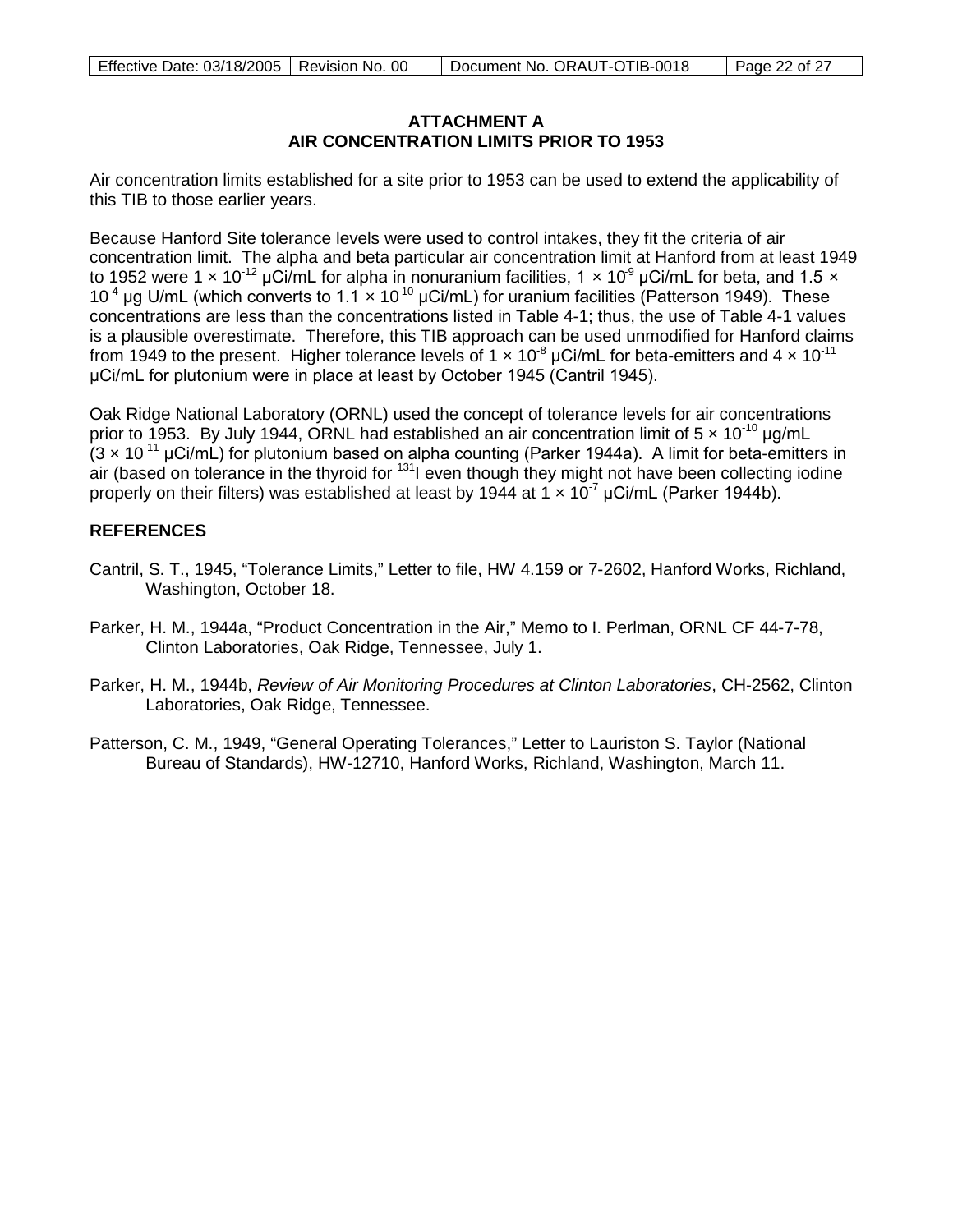**ATTACHMENT A**
**AIR CONCENTRATION LIMITS PRIOR TO 1953**

Air concentration limits established for a site prior to 1953 can be used to extend the applicability of this TIB to those earlier years.

Because Hanford Site tolerance levels were used to control intakes, they fit the criteria of air concentration limit. The alpha and beta particular air concentration limit at Hanford from at least 1949 to 1952 were $1 \times 10^{-12}$ μCi/mL for alpha in nonuranium facilities, $1 \times 10^{-9}$ μCi/mL for beta, and $1.5 \times 10^{-4}$ μg U/mL (which converts to $1.1 \times 10^{-10}$ μCi/mL) for uranium facilities (Patterson 1949). These concentrations are less than the concentrations listed in Table 4-1; thus, the use of Table 4-1 values is a plausible overestimate. Therefore, this TIB approach can be used unmodified for Hanford claims from 1949 to the present. Higher tolerance levels of $1 \times 10^{-8}$ μCi/mL for beta-emitters and $4 \times 10^{-11}$ μCi/mL for plutonium were in place at least by October 1945 (Cantril 1945).

Oak Ridge National Laboratory (ORNL) used the concept of tolerance levels for air concentrations prior to 1953. By July 1944, ORNL had established an air concentration limit of $5 \times 10^{-10}$ μg/mL ($3 \times 10^{-11}$ μCi/mL) for plutonium based on alpha counting (Parker 1944a). A limit for beta-emitters in air (based on tolerance in the thyroid for $^{131}$I even though they might not have been collecting iodine properly on their filters) was established at least by 1944 at $1 \times 10^{-7}$ μCi/mL (Parker 1944b).

## REFERENCES

Cantril, S. T., 1945, "Tolerance Limits," Letter to file, HW 4.159 or 7-2602, Hanford Works, Richland, Washington, October 18.

Parker, H. M., 1944a, "Product Concentration in the Air," Memo to I. Perlman, ORNL CF 44-7-78, Clinton Laboratories, Oak Ridge, Tennessee, July 1.

Parker, H. M., 1944b, *Review of Air Monitoring Procedures at Clinton Laboratories*, CH-2562, Clinton Laboratories, Oak Ridge, Tennessee.

Patterson, C. M., 1949, "General Operating Tolerances," Letter to Lauriston S. Taylor (National Bureau of Standards), HW-12710, Hanford Works, Richland, Washington, March 11.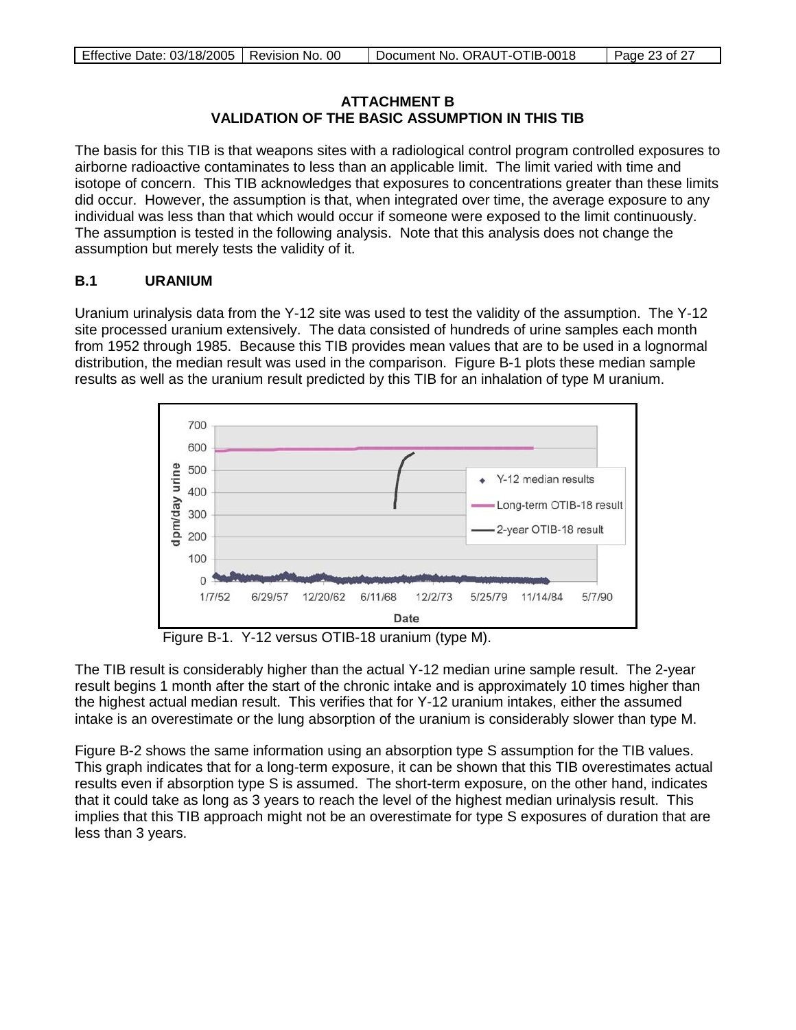## ATTACHMENT B
## VALIDATION OF THE BASIC ASSUMPTION IN THIS TIB

The basis for this TIB is that weapons sites with a radiological control program controlled exposures to airborne radioactive contaminates to less than an applicable limit. The limit varied with time and isotope of concern. This TIB acknowledges that exposures to concentrations greater than these limits did occur. However, the assumption is that, when integrated over time, the average exposure to any individual was less than that which would occur if someone were exposed to the limit continuously. The assumption is tested in the following analysis. Note that this analysis does not change the assumption but merely tests the validity of it.

### B.1 URANIUM

Uranium urinalysis data from the Y-12 site was used to test the validity of the assumption. The Y-12 site processed uranium extensively. The data consisted of hundreds of urine samples each month from 1952 through 1985. Because this TIB provides mean values that are to be used in a lognormal distribution, the median result was used in the comparison. Figure B-1 plots these median sample results as well as the uranium result predicted by this TIB for an inhalation of type M uranium.

Figure B-1. Y-12 versus OTIB-18 uranium (type M).

The TIB result is considerably higher than the actual Y-12 median urine sample result. The 2-year result begins 1 month after the start of the chronic intake and is approximately 10 times higher than the highest actual median result. This verifies that for Y-12 uranium intakes, either the assumed intake is an overestimate or the lung absorption of the uranium is considerably slower than type M.

Figure B-2 shows the same information using an absorption type S assumption for the TIB values. This graph indicates that for a long-term exposure, it can be shown that this TIB overestimates actual results even if absorption type S is assumed. The short-term exposure, on the other hand, indicates that it could take as long as 3 years to reach the level of the highest median urinalysis result. This implies that this TIB approach might not be an overestimate for type S exposures of duration that are less than 3 years.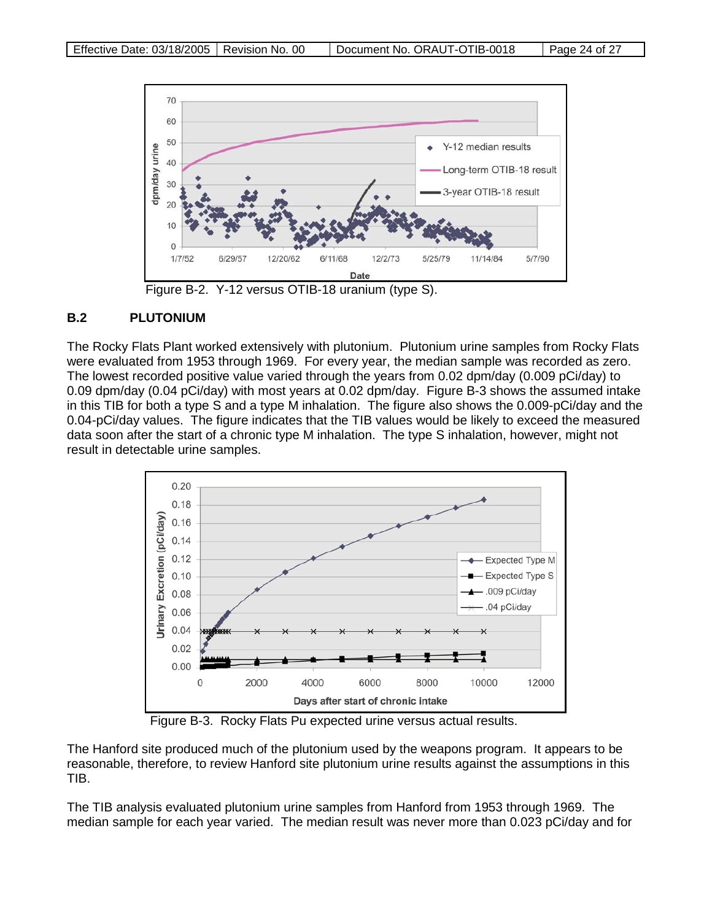Figure B-2. Y-12 versus OTIB-18 uranium (type S).

## B.2 PLUTONIUM

The Rocky Flats Plant worked extensively with plutonium. Plutonium urine samples from Rocky Flats were evaluated from 1953 through 1969. For every year, the median sample was recorded as zero. The lowest recorded positive value varied through the years from 0.02 dpm/day (0.009 pCi/day) to 0.09 dpm/day (0.04 pCi/day) with most years at 0.02 dpm/day. Figure B-3 shows the assumed intake in this TIB for both a type S and a type M inhalation. The figure also shows the 0.009-pCi/day and the 0.04-pCi/day values. The figure indicates that the TIB values would be likely to exceed the measured data soon after the start of a chronic type M inhalation. The type S inhalation, however, might not result in detectable urine samples.

Figure B-3. Rocky Flats Pu expected urine versus actual results.

The Hanford site produced much of the plutonium used by the weapons program. It appears to be reasonable, therefore, to review Hanford site plutonium urine results against the assumptions in this TIB.

The TIB analysis evaluated plutonium urine samples from Hanford from 1953 through 1969. The median sample for each year varied. The median result was never more than 0.023 pCi/day and for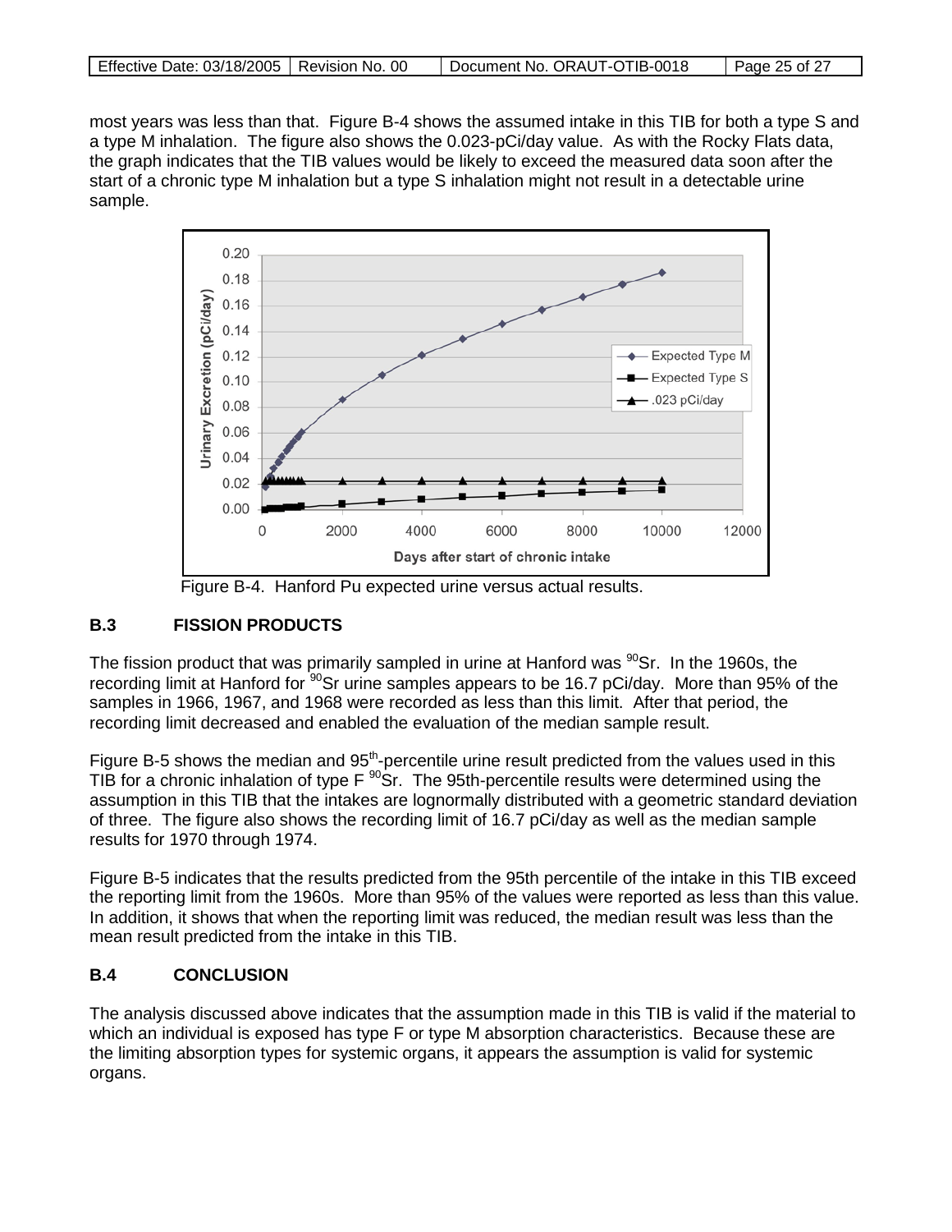most years was less than that. Figure B-4 shows the assumed intake in this TIB for both a type S and a type M inhalation. The figure also shows the 0.023-pCi/day value. As with the Rocky Flats data, the graph indicates that the TIB values would be likely to exceed the measured data soon after the start of a chronic type M inhalation but a type S inhalation might not result in a detectable urine sample.

Figure B-4. Hanford Pu expected urine versus actual results.

## B.3 FISSION PRODUCTS

The fission product that was primarily sampled in urine at Hanford was $^{90}Sr$. In the 1960s, the recording limit at Hanford for $^{90}Sr$ urine samples appears to be 16.7 pCi/day. More than 95% of the samples in 1966, 1967, and 1968 were recorded as less than this limit. After that period, the recording limit decreased and enabled the evaluation of the median sample result.

Figure B-5 shows the median and 95$^{th}$-percentile urine result predicted from the values used in this TIB for a chronic inhalation of type F $^{90}Sr$. The 95th-percentile results were determined using the assumption in this TIB that the intakes are lognormally distributed with a geometric standard deviation of three. The figure also shows the recording limit of 16.7 pCi/day as well as the median sample results for 1970 through 1974.

Figure B-5 indicates that the results predicted from the 95th percentile of the intake in this TIB exceed the reporting limit from the 1960s. More than 95% of the values were reported as less than this value. In addition, it shows that when the reporting limit was reduced, the median result was less than the mean result predicted from the intake in this TIB.

## B.4 CONCLUSION

The analysis discussed above indicates that the assumption made in this TIB is valid if the material to which an individual is exposed has type F or type M absorption characteristics. Because these are the limiting absorption types for systemic organs, it appears the assumption is valid for systemic organs.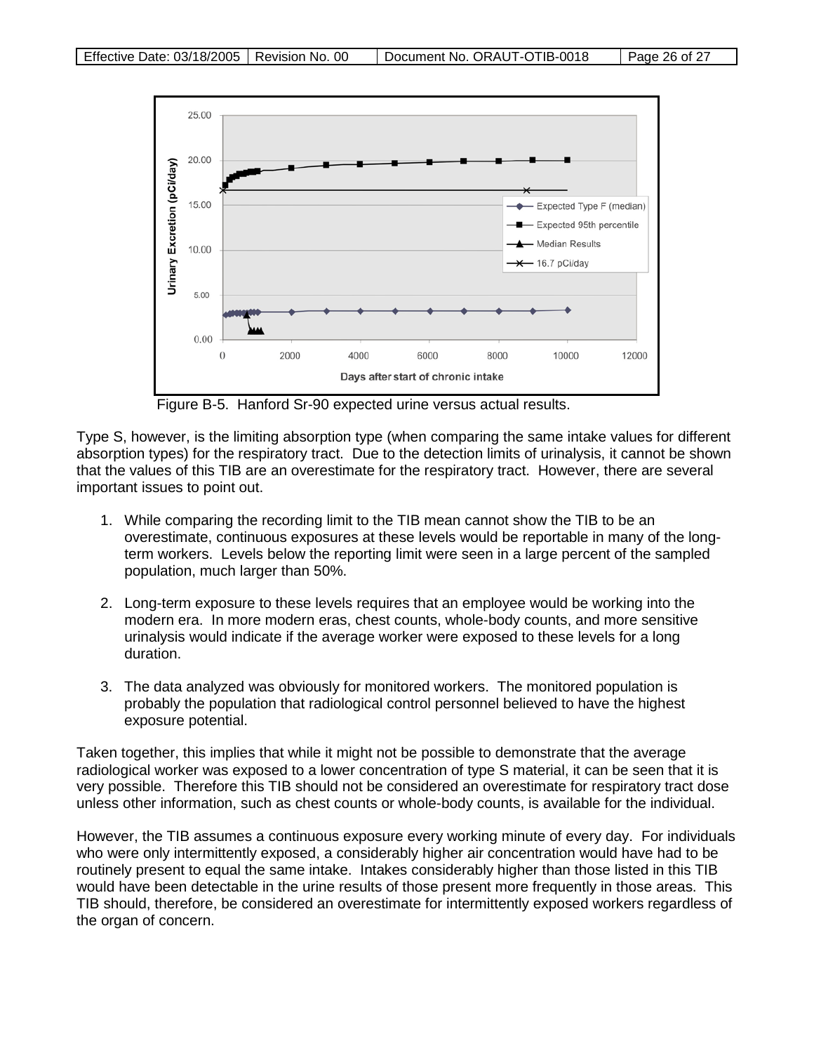Figure B-5. Hanford Sr-90 expected urine versus actual results.

Type S, however, is the limiting absorption type (when comparing the same intake values for different absorption types) for the respiratory tract. Due to the detection limits of urinalysis, it cannot be shown that the values of this TIB are an overestimate for the respiratory tract. However, there are several important issues to point out.

1. While comparing the recording limit to the TIB mean cannot show the TIB to be an overestimate, continuous exposures at these levels would be reportable in many of the long-term workers. Levels below the reporting limit were seen in a large percent of the sampled population, much larger than 50%.

2. Long-term exposure to these levels requires that an employee would be working into the modern era. In more modern eras, chest counts, whole-body counts, and more sensitive urinalysis would indicate if the average worker were exposed to these levels for a long duration.

3. The data analyzed was obviously for monitored workers. The monitored population is probably the population that radiological control personnel believed to have the highest exposure potential.

Taken together, this implies that while it might not be possible to demonstrate that the average radiological worker was exposed to a lower concentration of type S material, it can be seen that it is very possible. Therefore this TIB should not be considered an overestimate for respiratory tract dose unless other information, such as chest counts or whole-body counts, is available for the individual.

However, the TIB assumes a continuous exposure every working minute of every day. For individuals who were only intermittently exposed, a considerably higher air concentration would have had to be routinely present to equal the same intake. Intakes considerably higher than those listed in this TIB would have been detectable in the urine results of those present more frequently in those areas. This TIB should, therefore, be considered an overestimate for intermittently exposed workers regardless of the organ of concern.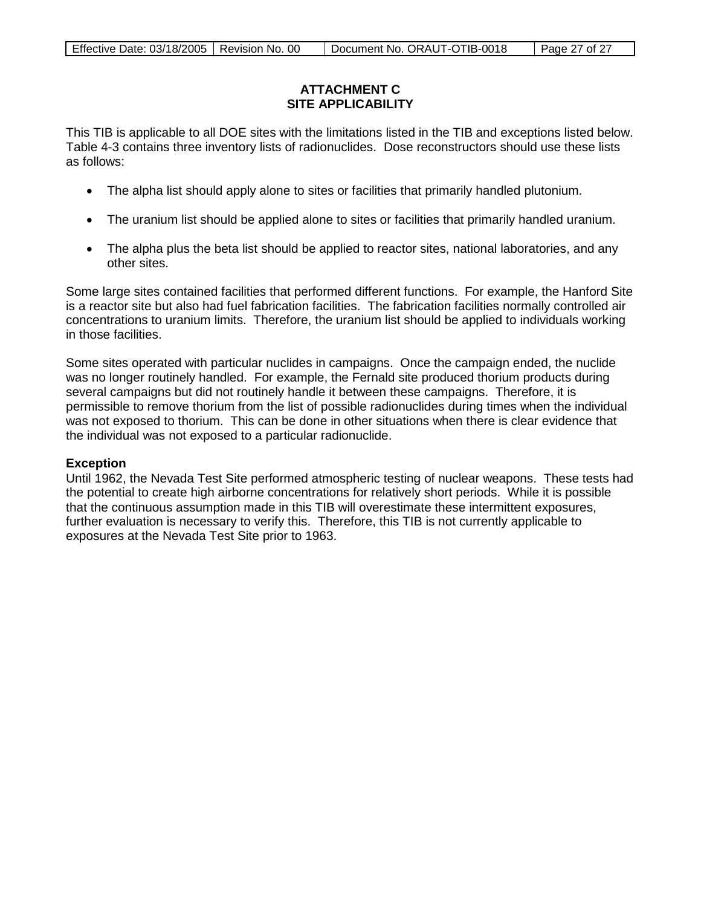# ATTACHMENT C
# SITE APPLICABILITY

This TIB is applicable to all DOE sites with the limitations listed in the TIB and exceptions listed below. Table 4-3 contains three inventory lists of radionuclides. Dose reconstructors should use these lists as follows:

- The alpha list should apply alone to sites or facilities that primarily handled plutonium.
- The uranium list should be applied alone to sites or facilities that primarily handled uranium.
- The alpha plus the beta list should be applied to reactor sites, national laboratories, and any other sites.

Some large sites contained facilities that performed different functions. For example, the Hanford Site is a reactor site but also had fuel fabrication facilities. The fabrication facilities normally controlled air concentrations to uranium limits. Therefore, the uranium list should be applied to individuals working in those facilities.

Some sites operated with particular nuclides in campaigns. Once the campaign ended, the nuclide was no longer routinely handled. For example, the Fernald site produced thorium products during several campaigns but did not routinely handle it between these campaigns. Therefore, it is permissible to remove thorium from the list of possible radionuclides during times when the individual was not exposed to thorium. This can be done in other situations when there is clear evidence that the individual was not exposed to a particular radionuclide.

**Exception**

Until 1962, the Nevada Test Site performed atmospheric testing of nuclear weapons. These tests had the potential to create high airborne concentrations for relatively short periods. While it is possible that the continuous assumption made in this TIB will overestimate these intermittent exposures, further evaluation is necessary to verify this. Therefore, this TIB is not currently applicable to exposures at the Nevada Test Site prior to 1963.